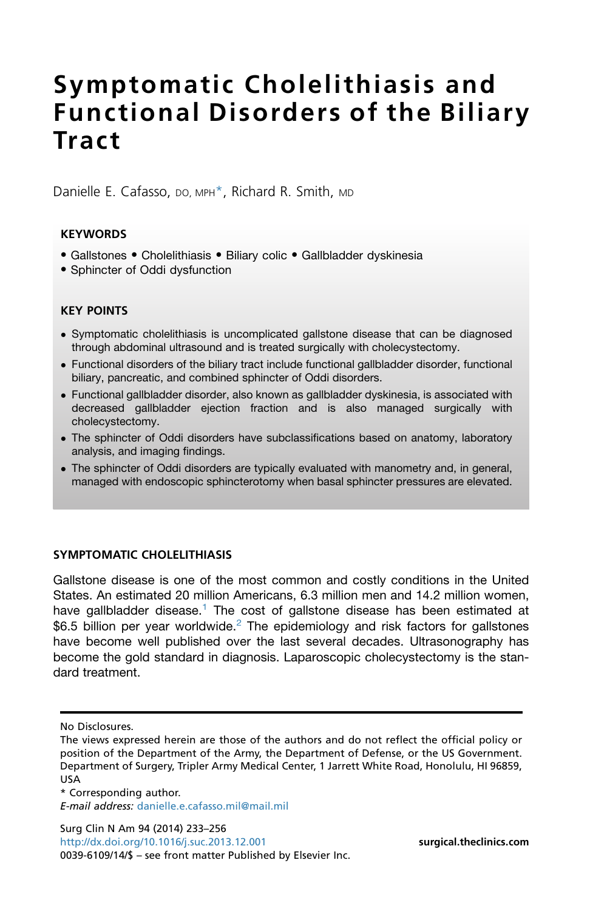# Symptomatic Cholelithiasis and Functional Disorders of the Biliary Tract

Danielle E. Cafasso, DO, MPH*, Richard R. Smith, MD

**KEYWORDS**

- Gallstones • Cholelithiasis • Biliary colic • Gallbladder dyskinesia
- Sphincter of Oddi dysfunction

**KEY POINTS**

- Symptomatic cholelithiasis is uncomplicated gallstone disease that can be diagnosed through abdominal ultrasound and is treated surgically with cholecystectomy.
- Functional disorders of the biliary tract include functional gallbladder disorder, functional biliary, pancreatic, and combined sphincter of Oddi disorders.
- Functional gallbladder disorder, also known as gallbladder dyskinesia, is associated with decreased gallbladder ejection fraction and is also managed surgically with cholecystectomy.
- The sphincter of Oddi disorders have subclassifications based on anatomy, laboratory analysis, and imaging findings.
- The sphincter of Oddi disorders are typically evaluated with manometry and, in general, managed with endoscopic sphincterotomy when basal sphincter pressures are elevated.

## SYMPTOMATIC CHOLELITHIASIS

Gallstone disease is one of the most common and costly conditions in the United States. An estimated 20 million Americans, 6.3 million men and 14.2 million women, have gallbladder disease.[1] The cost of gallstone disease has been estimated at $6.5 billion per year worldwide.[2] The epidemiology and risk factors for gallstones have become well published over the last several decades. Ultrasonography has become the gold standard in diagnosis. Laparoscopic cholecystectomy is the standard treatment.

No Disclosures.

The views expressed herein are those of the authors and do not reflect the official policy or position of the Department of the Army, the Department of Defense, or the US Government.
Department of Surgery, Tripler Army Medical Center, 1 Jarrett White Road, Honolulu, HI 96859, USA

\* Corresponding author.
*E-mail address:* danielle.e.cafasso.mil@mail.mil

http://dx.doi.org/10.1016/j.suc.2013.12.001
0039-6109/14/$ – see front matter Published by Elsevier Inc.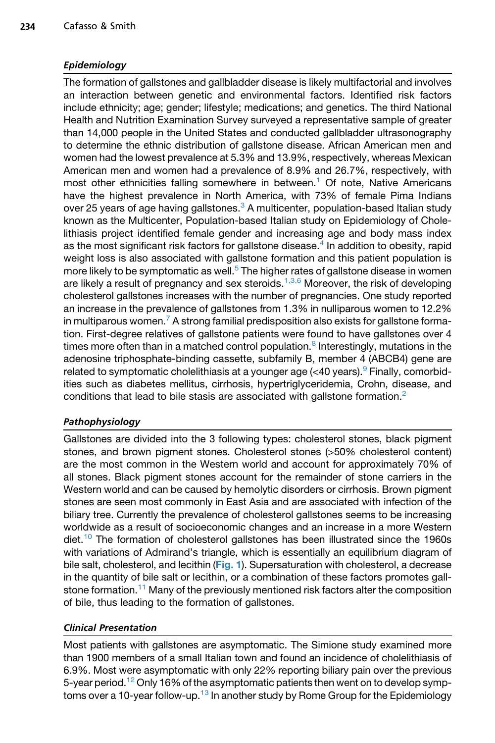### *Epidemiology*

The formation of gallstones and gallbladder disease is likely multifactorial and involves an interaction between genetic and environmental factors. Identified risk factors include ethnicity; age; gender; lifestyle; medications; and genetics. The third National Health and Nutrition Examination Survey surveyed a representative sample of greater than 14,000 people in the United States and conducted gallbladder ultrasonography to determine the ethnic distribution of gallstone disease. African American men and women had the lowest prevalence at 5.3% and 13.9%, respectively, whereas Mexican American men and women had a prevalence of 8.9% and 26.7%, respectively, with most other ethnicities falling somewhere in between.[1] Of note, Native Americans have the highest prevalence in North America, with 73% of female Pima Indians over 25 years of age having gallstones.[3] A multicenter, population-based Italian study known as the Multicenter, Population-based Italian study on Epidemiology of Cholelithiasis project identified female gender and increasing age and body mass index as the most significant risk factors for gallstone disease.[4] In addition to obesity, rapid weight loss is also associated with gallstone formation and this patient population is more likely to be symptomatic as well.[5] The higher rates of gallstone disease in women are likely a result of pregnancy and sex steroids.[1,3,6] Moreover, the risk of developing cholesterol gallstones increases with the number of pregnancies. One study reported an increase in the prevalence of gallstones from 1.3% in nulliparous women to 12.2% in multiparous women.[7] A strong familial predisposition also exists for gallstone formation. First-degree relatives of gallstone patients were found to have gallstones over 4 times more often than in a matched control population.[8] Interestingly, mutations in the adenosine triphosphate-binding cassette, subfamily B, member 4 (ABCB4) gene are related to symptomatic cholelithiasis at a younger age (<40 years).[9] Finally, comorbidities such as diabetes mellitus, cirrhosis, hypertriglyceridemia, Crohn, disease, and conditions that lead to bile stasis are associated with gallstone formation.[2]

### *Pathophysiology*

Gallstones are divided into the 3 following types: cholesterol stones, black pigment stones, and brown pigment stones. Cholesterol stones (>50% cholesterol content) are the most common in the Western world and account for approximately 70% of all stones. Black pigment stones account for the remainder of stone carriers in the Western world and can be caused by hemolytic disorders or cirrhosis. Brown pigment stones are seen most commonly in East Asia and are associated with infection of the biliary tree. Currently the prevalence of cholesterol gallstones seems to be increasing worldwide as a result of socioeconomic changes and an increase in a more Western diet.[10] The formation of cholesterol gallstones has been illustrated since the 1960s with variations of Admirand's triangle, which is essentially an equilibrium diagram of bile salt, cholesterol, and lecithin (**Fig. 1**). Supersaturation with cholesterol, a decrease in the quantity of bile salt or lecithin, or a combination of these factors promotes gallstone formation.[11] Many of the previously mentioned risk factors alter the composition of bile, thus leading to the formation of gallstones.

### *Clinical Presentation*

Most patients with gallstones are asymptomatic. The Simione study examined more than 1900 members of a small Italian town and found an incidence of cholelithiasis of 6.9%. Most were asymptomatic with only 22% reporting biliary pain over the previous 5-year period.[12] Only 16% of the asymptomatic patients then went on to develop symptoms over a 10-year follow-up.[13] In another study by Rome Group for the Epidemiology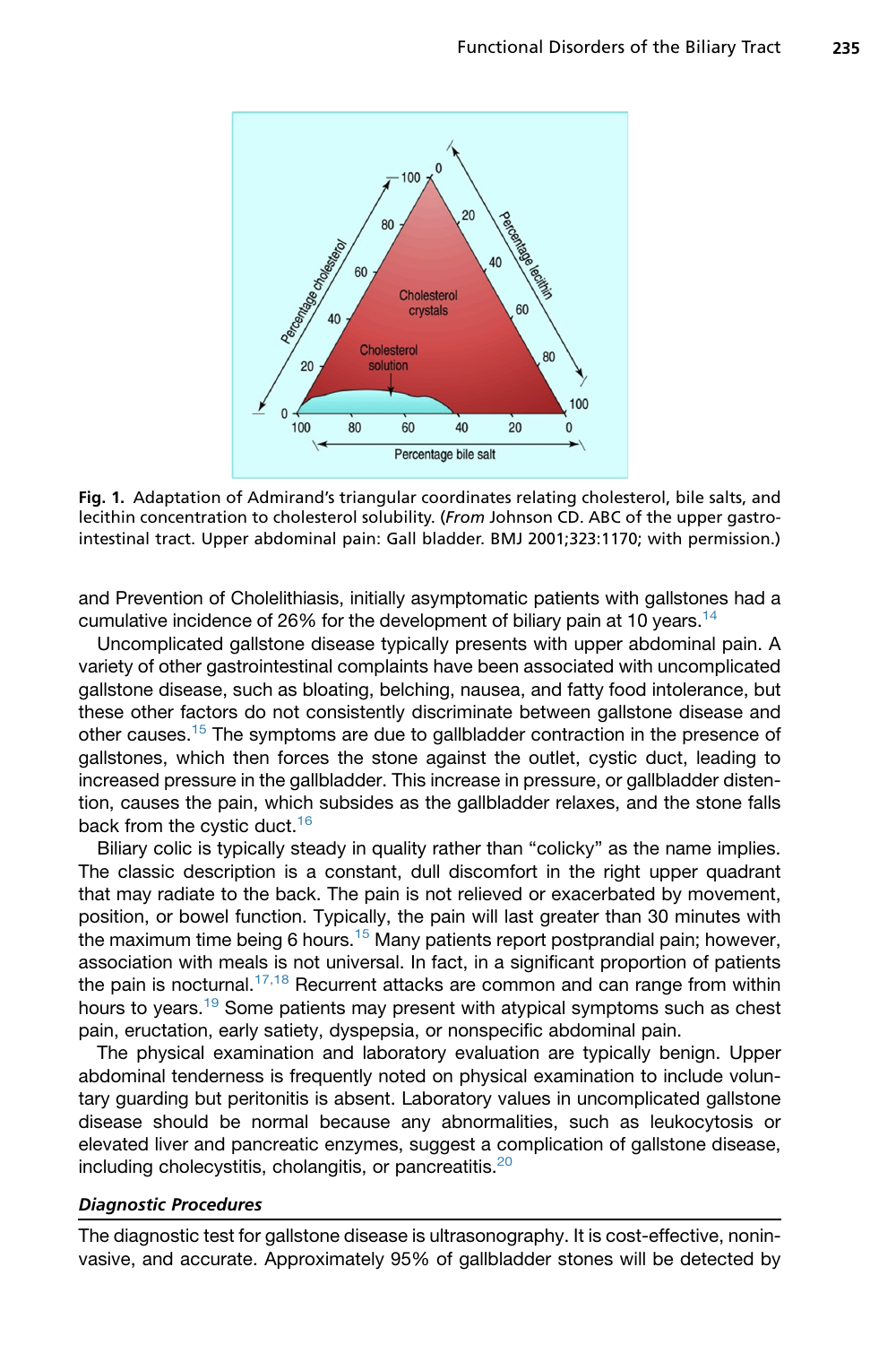Fig. 1. Adaptation of Admirand's triangular coordinates relating cholesterol, bile salts, and lecithin concentration to cholesterol solubility. (*From* Johnson CD. ABC of the upper gastrointestinal tract. Upper abdominal pain: Gall bladder. BMJ 2001;323:1170; with permission.)

and Prevention of Cholelithiasis, initially asymptomatic patients with gallstones had a cumulative incidence of 26% for the development of biliary pain at 10 years.[14]

Uncomplicated gallstone disease typically presents with upper abdominal pain. A variety of other gastrointestinal complaints have been associated with uncomplicated gallstone disease, such as bloating, belching, nausea, and fatty food intolerance, but these other factors do not consistently discriminate between gallstone disease and other causes.[15] The symptoms are due to gallbladder contraction in the presence of gallstones, which then forces the stone against the outlet, cystic duct, leading to increased pressure in the gallbladder. This increase in pressure, or gallbladder distention, causes the pain, which subsides as the gallbladder relaxes, and the stone falls back from the cystic duct.[16]

Biliary colic is typically steady in quality rather than "colicky" as the name implies. The classic description is a constant, dull discomfort in the right upper quadrant that may radiate to the back. The pain is not relieved or exacerbated by movement, position, or bowel function. Typically, the pain will last greater than 30 minutes with the maximum time being 6 hours.[15] Many patients report postprandial pain; however, association with meals is not universal. In fact, in a significant proportion of patients the pain is nocturnal.[17,18] Recurrent attacks are common and can range from within hours to years.[19] Some patients may present with atypical symptoms such as chest pain, eructation, early satiety, dyspepsia, or nonspecific abdominal pain.

The physical examination and laboratory evaluation are typically benign. Upper abdominal tenderness is frequently noted on physical examination to include voluntary guarding but peritonitis is absent. Laboratory values in uncomplicated gallstone disease should be normal because any abnormalities, such as leukocytosis or elevated liver and pancreatic enzymes, suggest a complication of gallstone disease, including cholecystitis, cholangitis, or pancreatitis.[20]

### *Diagnostic Procedures*

The diagnostic test for gallstone disease is ultrasonography. It is cost-effective, noninvasive, and accurate. Approximately 95% of gallbladder stones will be detected by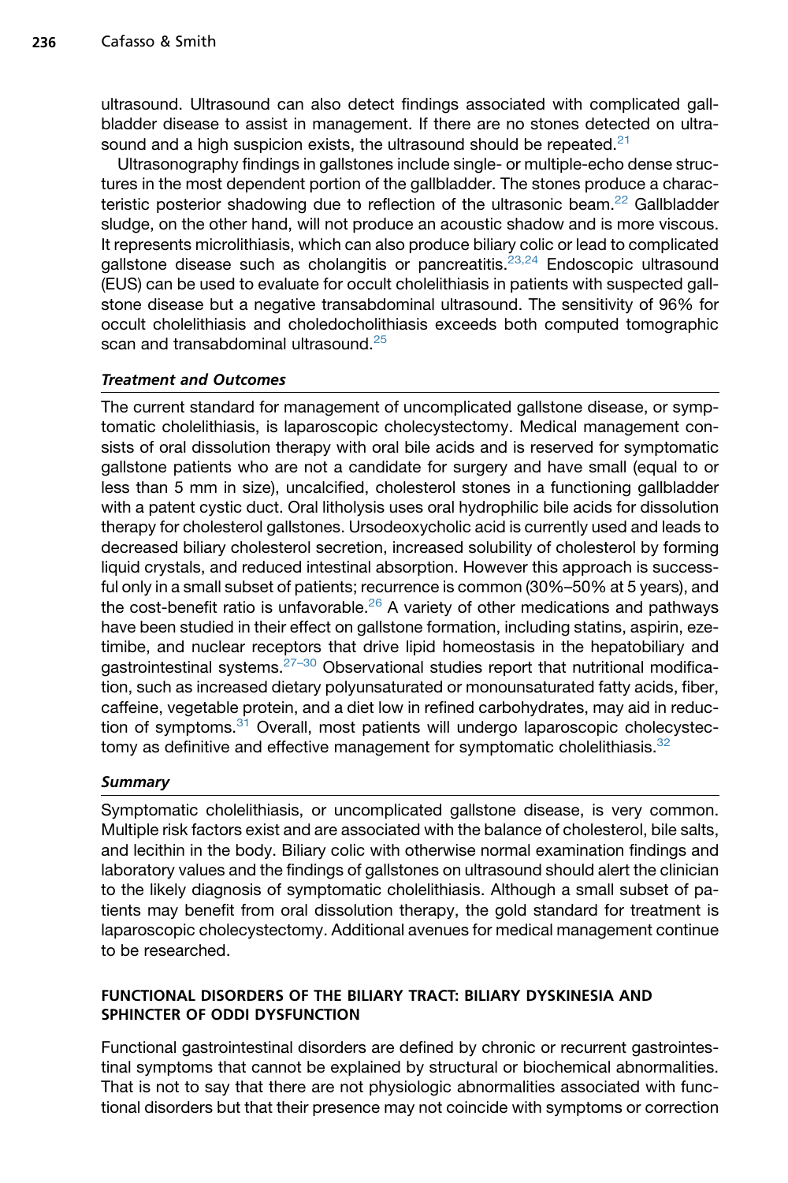ultrasound. Ultrasound can also detect findings associated with complicated gallbladder disease to assist in management. If there are no stones detected on ultrasound and a high suspicion exists, the ultrasound should be repeated.[21]

Ultrasonography findings in gallstones include single- or multiple-echo dense structures in the most dependent portion of the gallbladder. The stones produce a characteristic posterior shadowing due to reflection of the ultrasonic beam.[22] Gallbladder sludge, on the other hand, will not produce an acoustic shadow and is more viscous. It represents microlithiasis, which can also produce biliary colic or lead to complicated gallstone disease such as cholangitis or pancreatitis.[23,24] Endoscopic ultrasound (EUS) can be used to evaluate for occult cholelithiasis in patients with suspected gallstone disease but a negative transabdominal ultrasound. The sensitivity of 96% for occult cholelithiasis and choledocholithiasis exceeds both computed tomographic scan and transabdominal ultrasound.[25]

### *Treatment and Outcomes*

The current standard for management of uncomplicated gallstone disease, or symptomatic cholelithiasis, is laparoscopic cholecystectomy. Medical management consists of oral dissolution therapy with oral bile acids and is reserved for symptomatic gallstone patients who are not a candidate for surgery and have small (equal to or less than 5 mm in size), uncalcified, cholesterol stones in a functioning gallbladder with a patent cystic duct. Oral litholysis uses oral hydrophilic bile acids for dissolution therapy for cholesterol gallstones. Ursodeoxycholic acid is currently used and leads to decreased biliary cholesterol secretion, increased solubility of cholesterol by forming liquid crystals, and reduced intestinal absorption. However this approach is successful only in a small subset of patients; recurrence is common (30%–50% at 5 years), and the cost-benefit ratio is unfavorable.[26] A variety of other medications and pathways have been studied in their effect on gallstone formation, including statins, aspirin, ezetimibe, and nuclear receptors that drive lipid homeostasis in the hepatobiliary and gastrointestinal systems.[27–30] Observational studies report that nutritional modification, such as increased dietary polyunsaturated or monounsaturated fatty acids, fiber, caffeine, vegetable protein, and a diet low in refined carbohydrates, may aid in reduction of symptoms.[31] Overall, most patients will undergo laparoscopic cholecystectomy as definitive and effective management for symptomatic cholelithiasis.[32]

### *Summary*

Symptomatic cholelithiasis, or uncomplicated gallstone disease, is very common. Multiple risk factors exist and are associated with the balance of cholesterol, bile salts, and lecithin in the body. Biliary colic with otherwise normal examination findings and laboratory values and the findings of gallstones on ultrasound should alert the clinician to the likely diagnosis of symptomatic cholelithiasis. Although a small subset of patients may benefit from oral dissolution therapy, the gold standard for treatment is laparoscopic cholecystectomy. Additional avenues for medical management continue to be researched.

## FUNCTIONAL DISORDERS OF THE BILIARY TRACT: BILIARY DYSKINESIA AND SPHINCTER OF ODDI DYSFUNCTION

Functional gastrointestinal disorders are defined by chronic or recurrent gastrointestinal symptoms that cannot be explained by structural or biochemical abnormalities. That is not to say that there are not physiologic abnormalities associated with functional disorders but that their presence may not coincide with symptoms or correction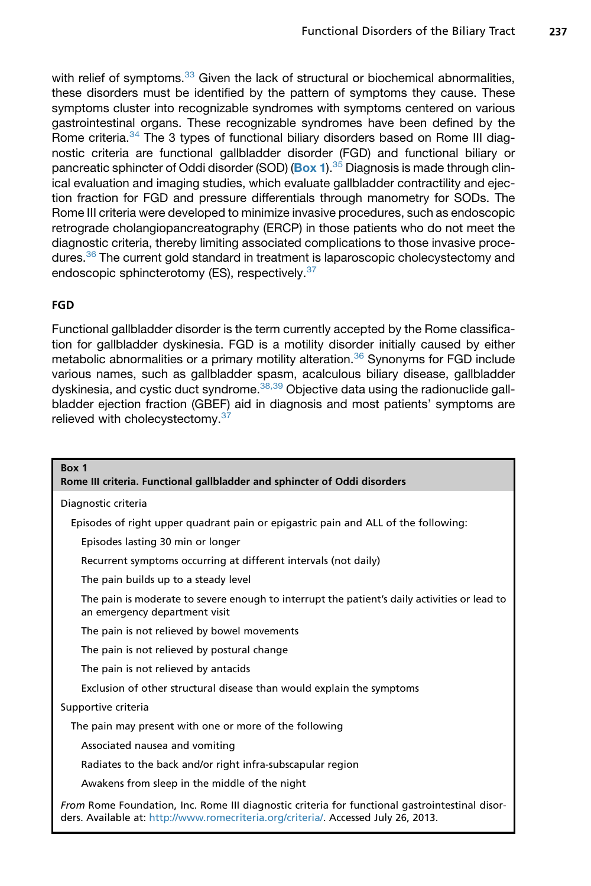with relief of symptoms.[33] Given the lack of structural or biochemical abnormalities, these disorders must be identified by the pattern of symptoms they cause. These symptoms cluster into recognizable syndromes with symptoms centered on various gastrointestinal organs. These recognizable syndromes have been defined by the Rome criteria.[34] The 3 types of functional biliary disorders based on Rome III diagnostic criteria are functional gallbladder disorder (FGD) and functional biliary or pancreatic sphincter of Oddi disorder (SOD) (**Box 1**).[35] Diagnosis is made through clinical evaluation and imaging studies, which evaluate gallbladder contractility and ejection fraction for FGD and pressure differentials through manometry for SODs. The Rome III criteria were developed to minimize invasive procedures, such as endoscopic retrograde cholangiopancreatography (ERCP) in those patients who do not meet the diagnostic criteria, thereby limiting associated complications to those invasive procedures.[36] The current gold standard in treatment is laparoscopic cholecystectomy and endoscopic sphincterotomy (ES), respectively.[37]

## FGD

Functional gallbladder disorder is the term currently accepted by the Rome classification for gallbladder dyskinesia. FGD is a motility disorder initially caused by either metabolic abnormalities or a primary motility alteration.[36] Synonyms for FGD include various names, such as gallbladder spasm, acalculous biliary disease, gallbladder dyskinesia, and cystic duct syndrome.[38,39] Objective data using the radionuclide gallbladder ejection fraction (GBEF) aid in diagnosis and most patients' symptoms are relieved with cholecystectomy.[37]

**Box 1**
**Rome III criteria. Functional gallbladder and sphincter of Oddi disorders**

Diagnostic criteria

- Episodes of right upper quadrant pain or epigastric pain and ALL of the following:
  - Episodes lasting 30 min or longer
  - Recurrent symptoms occurring at different intervals (not daily)
  - The pain builds up to a steady level
  - The pain is moderate to severe enough to interrupt the patient's daily activities or lead to an emergency department visit
  - The pain is not relieved by bowel movements
  - The pain is not relieved by postural change
  - The pain is not relieved by antacids
  - Exclusion of other structural disease than would explain the symptoms

Supportive criteria

- The pain may present with one or more of the following
  - Associated nausea and vomiting
  - Radiates to the back and/or right infra-subscapular region
  - Awakens from sleep in the middle of the night

*From* Rome Foundation, Inc. Rome III diagnostic criteria for functional gastrointestinal disorders. Available at: http://www.romecriteria.org/criteria/. Accessed July 26, 2013.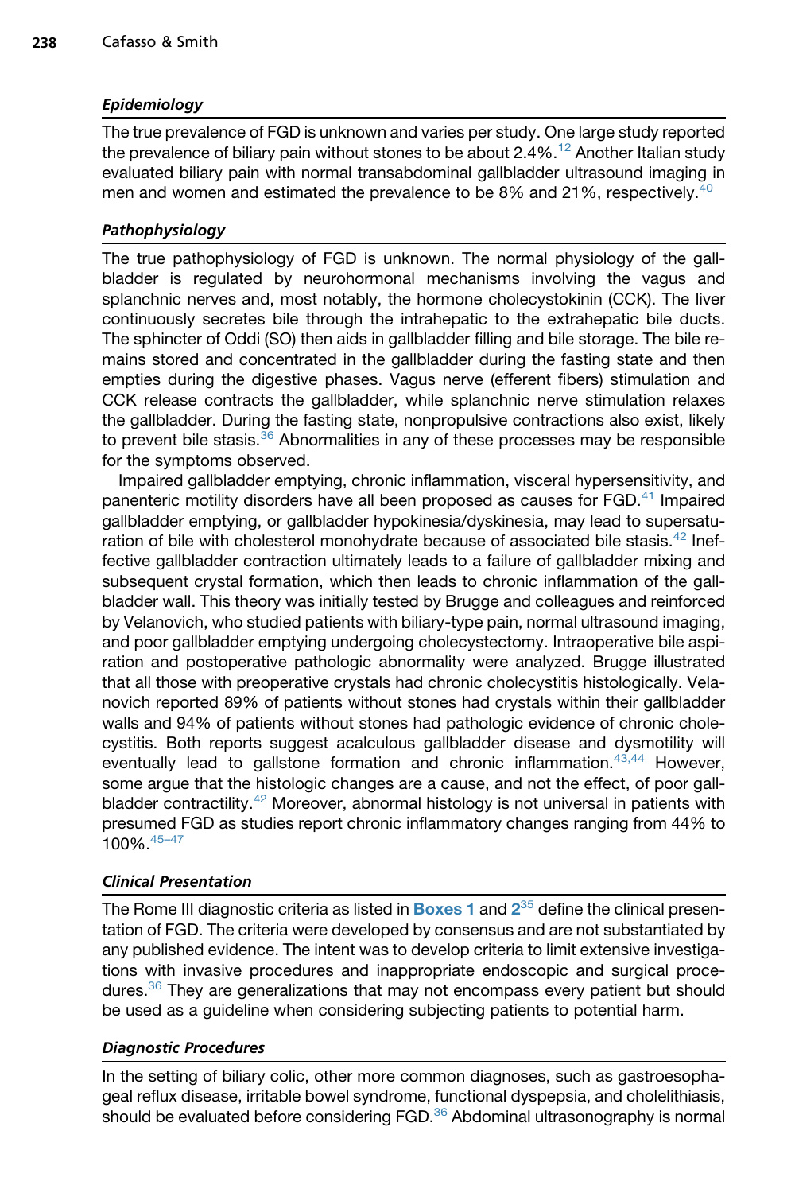### *Epidemiology*

The true prevalence of FGD is unknown and varies per study. One large study reported the prevalence of biliary pain without stones to be about 2.4%.[12] Another Italian study evaluated biliary pain with normal transabdominal gallbladder ultrasound imaging in men and women and estimated the prevalence to be 8% and 21%, respectively.[40]

### *Pathophysiology*

The true pathophysiology of FGD is unknown. The normal physiology of the gallbladder is regulated by neurohormonal mechanisms involving the vagus and splanchnic nerves and, most notably, the hormone cholecystokinin (CCK). The liver continuously secretes bile through the intrahepatic to the extrahepatic bile ducts. The sphincter of Oddi (SO) then aids in gallbladder filling and bile storage. The bile remains stored and concentrated in the gallbladder during the fasting state and then empties during the digestive phases. Vagus nerve (efferent fibers) stimulation and CCK release contracts the gallbladder, while splanchnic nerve stimulation relaxes the gallbladder. During the fasting state, nonpropulsive contractions also exist, likely to prevent bile stasis.[36] Abnormalities in any of these processes may be responsible for the symptoms observed.

Impaired gallbladder emptying, chronic inflammation, visceral hypersensitivity, and panenteric motility disorders have all been proposed as causes for FGD.[41] Impaired gallbladder emptying, or gallbladder hypokinesia/dyskinesia, may lead to supersaturation of bile with cholesterol monohydrate because of associated bile stasis.[42] Ineffective gallbladder contraction ultimately leads to a failure of gallbladder mixing and subsequent crystal formation, which then leads to chronic inflammation of the gallbladder wall. This theory was initially tested by Brugge and colleagues and reinforced by Velanovich, who studied patients with biliary-type pain, normal ultrasound imaging, and poor gallbladder emptying undergoing cholecystectomy. Intraoperative bile aspiration and postoperative pathologic abnormality were analyzed. Brugge illustrated that all those with preoperative crystals had chronic cholecystitis histologically. Velanovich reported 89% of patients without stones had crystals within their gallbladder walls and 94% of patients without stones had pathologic evidence of chronic cholecystitis. Both reports suggest acalculous gallbladder disease and dysmotility will eventually lead to gallstone formation and chronic inflammation.[43,44] However, some argue that the histologic changes are a cause, and not the effect, of poor gallbladder contractility.[42] Moreover, abnormal histology is not universal in patients with presumed FGD as studies report chronic inflammatory changes ranging from 44% to 100%.[45–47]

### *Clinical Presentation*

The Rome III diagnostic criteria as listed in **Boxes 1** and **2**[35] define the clinical presentation of FGD. The criteria were developed by consensus and are not substantiated by any published evidence. The intent was to develop criteria to limit extensive investigations with invasive procedures and inappropriate endoscopic and surgical procedures.[36] They are generalizations that may not encompass every patient but should be used as a guideline when considering subjecting patients to potential harm.

### *Diagnostic Procedures*

In the setting of biliary colic, other more common diagnoses, such as gastroesophageal reflux disease, irritable bowel syndrome, functional dyspepsia, and cholelithiasis, should be evaluated before considering FGD.[36] Abdominal ultrasonography is normal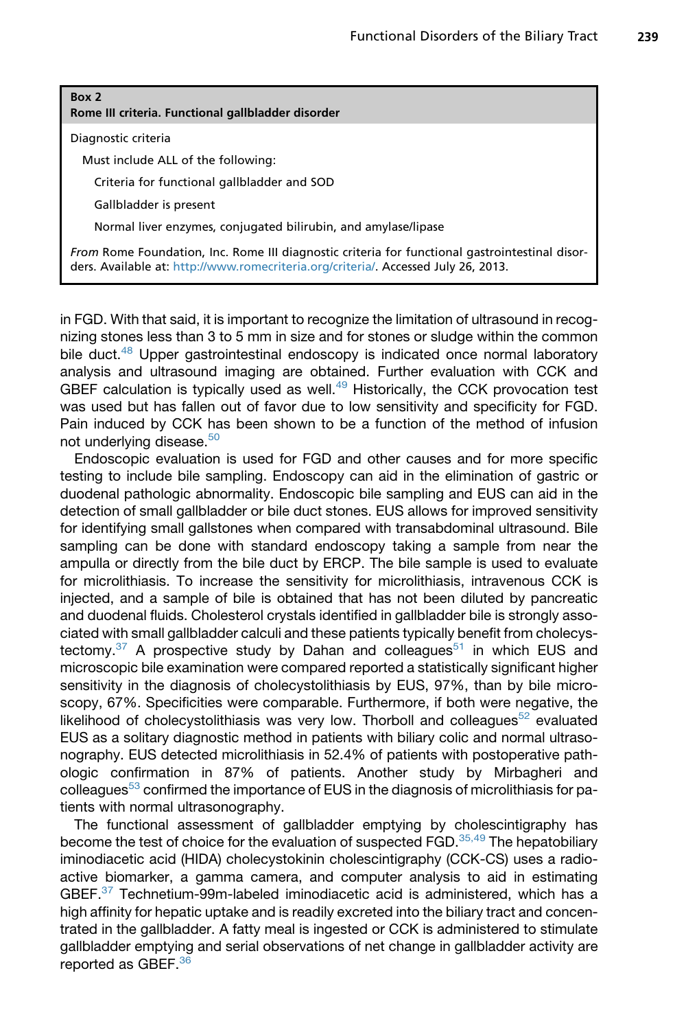**Box 2**
**Rome III criteria. Functional gallbladder disorder**

Diagnostic criteria

Must include ALL of the following:

- Criteria for functional gallbladder and SOD
- Gallbladder is present
- Normal liver enzymes, conjugated bilirubin, and amylase/lipase

*From* Rome Foundation, Inc. Rome III diagnostic criteria for functional gastrointestinal disorders. Available at: http://www.romecriteria.org/criteria/. Accessed July 26, 2013.

in FGD. With that said, it is important to recognize the limitation of ultrasound in recognizing stones less than 3 to 5 mm in size and for stones or sludge within the common bile duct.[48] Upper gastrointestinal endoscopy is indicated once normal laboratory analysis and ultrasound imaging are obtained. Further evaluation with CCK and GBEF calculation is typically used as well.[49] Historically, the CCK provocation test was used but has fallen out of favor due to low sensitivity and specificity for FGD. Pain induced by CCK has been shown to be a function of the method of infusion not underlying disease.[50]

Endoscopic evaluation is used for FGD and other causes and for more specific testing to include bile sampling. Endoscopy can aid in the elimination of gastric or duodenal pathologic abnormality. Endoscopic bile sampling and EUS can aid in the detection of small gallbladder or bile duct stones. EUS allows for improved sensitivity for identifying small gallstones when compared with transabdominal ultrasound. Bile sampling can be done with standard endoscopy taking a sample from near the ampulla or directly from the bile duct by ERCP. The bile sample is used to evaluate for microlithiasis. To increase the sensitivity for microlithiasis, intravenous CCK is injected, and a sample of bile is obtained that has not been diluted by pancreatic and duodenal fluids. Cholesterol crystals identified in gallbladder bile is strongly associated with small gallbladder calculi and these patients typically benefit from cholecystectomy.[37] A prospective study by Dahan and colleagues[51] in which EUS and microscopic bile examination were compared reported a statistically significant higher sensitivity in the diagnosis of cholecystolithiasis by EUS, 97%, than by bile microscopy, 67%. Specificities were comparable. Furthermore, if both were negative, the likelihood of cholecystolithiasis was very low. Thorboll and colleagues[52] evaluated EUS as a solitary diagnostic method in patients with biliary colic and normal ultrasonography. EUS detected microlithiasis in 52.4% of patients with postoperative pathologic confirmation in 87% of patients. Another study by Mirbagheri and colleagues[53] confirmed the importance of EUS in the diagnosis of microlithiasis for patients with normal ultrasonography.

The functional assessment of gallbladder emptying by cholescintigraphy has become the test of choice for the evaluation of suspected FGD.[35,49] The hepatobiliary iminodiacetic acid (HIDA) cholecystokinin cholescintigraphy (CCK-CS) uses a radioactive biomarker, a gamma camera, and computer analysis to aid in estimating GBEF.[37] Technetium-99m-labeled iminodiacetic acid is administered, which has a high affinity for hepatic uptake and is readily excreted into the biliary tract and concentrated in the gallbladder. A fatty meal is ingested or CCK is administered to stimulate gallbladder emptying and serial observations of net change in gallbladder activity are reported as GBEF.[36]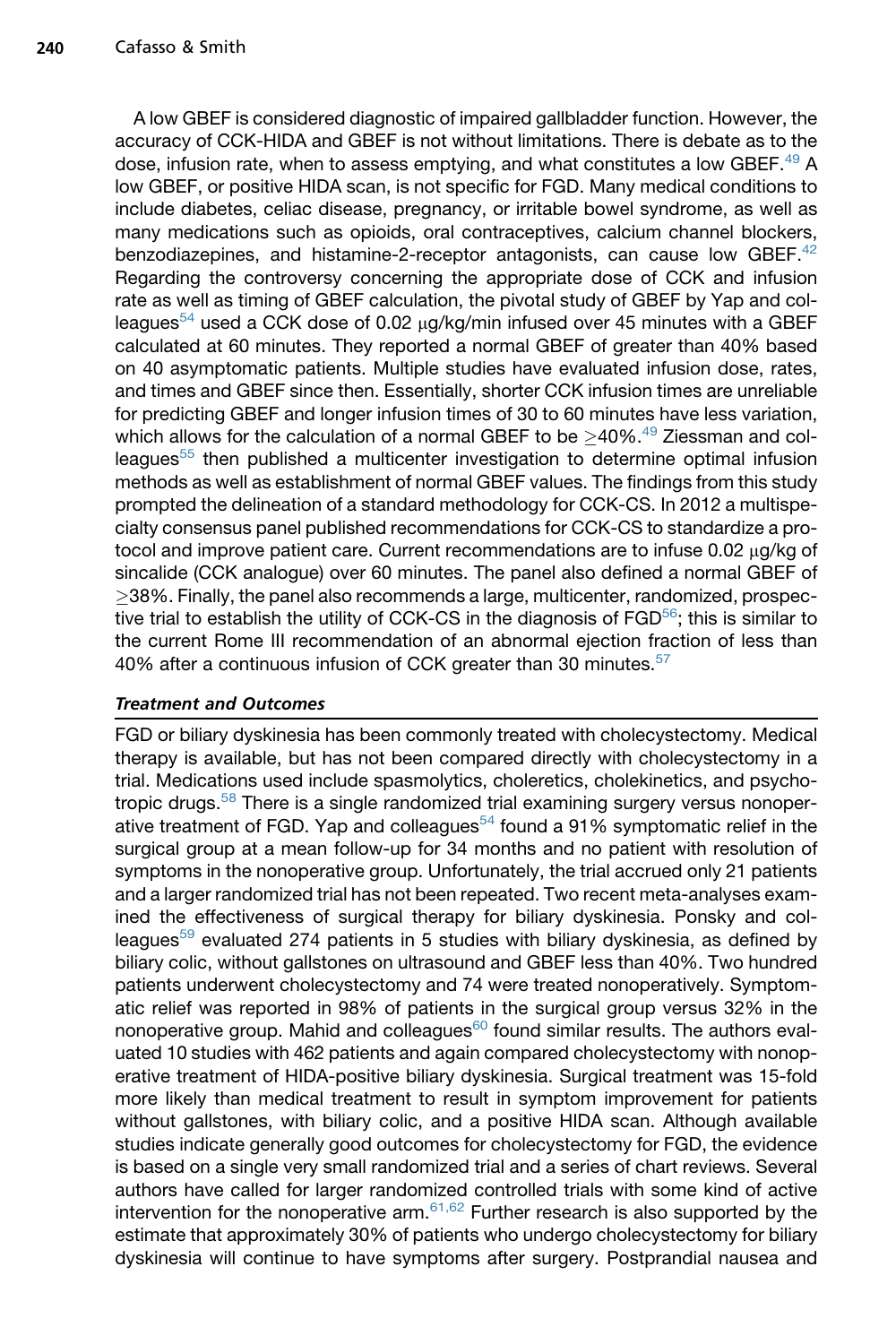A low GBEF is considered diagnostic of impaired gallbladder function. However, the accuracy of CCK-HIDA and GBEF is not without limitations. There is debate as to the dose, infusion rate, when to assess emptying, and what constitutes a low GBEF.[49] A low GBEF, or positive HIDA scan, is not specific for FGD. Many medical conditions to include diabetes, celiac disease, pregnancy, or irritable bowel syndrome, as well as many medications such as opioids, oral contraceptives, calcium channel blockers, benzodiazepines, and histamine-2-receptor antagonists, can cause low GBEF.[42] Regarding the controversy concerning the appropriate dose of CCK and infusion rate as well as timing of GBEF calculation, the pivotal study of GBEF by Yap and colleagues[54] used a CCK dose of 0.02 μg/kg/min infused over 45 minutes with a GBEF calculated at 60 minutes. They reported a normal GBEF of greater than 40% based on 40 asymptomatic patients. Multiple studies have evaluated infusion dose, rates, and times and GBEF since then. Essentially, shorter CCK infusion times are unreliable for predicting GBEF and longer infusion times of 30 to 60 minutes have less variation, which allows for the calculation of a normal GBEF to be ≥40%.[49] Ziessman and colleagues[55] then published a multicenter investigation to determine optimal infusion methods as well as establishment of normal GBEF values. The findings from this study prompted the delineation of a standard methodology for CCK-CS. In 2012 a multispecialty consensus panel published recommendations for CCK-CS to standardize a protocol and improve patient care. Current recommendations are to infuse 0.02 μg/kg of sincalide (CCK analogue) over 60 minutes. The panel also defined a normal GBEF of ≥38%. Finally, the panel also recommends a large, multicenter, randomized, prospective trial to establish the utility of CCK-CS in the diagnosis of FGD[56]; this is similar to the current Rome III recommendation of an abnormal ejection fraction of less than 40% after a continuous infusion of CCK greater than 30 minutes.[57]

### *Treatment and Outcomes*

FGD or biliary dyskinesia has been commonly treated with cholecystectomy. Medical therapy is available, but has not been compared directly with cholecystectomy in a trial. Medications used include spasmolytics, choleretics, cholekinetics, and psychotropic drugs.[58] There is a single randomized trial examining surgery versus nonoperative treatment of FGD. Yap and colleagues[54] found a 91% symptomatic relief in the surgical group at a mean follow-up for 34 months and no patient with resolution of symptoms in the nonoperative group. Unfortunately, the trial accrued only 21 patients and a larger randomized trial has not been repeated. Two recent meta-analyses examined the effectiveness of surgical therapy for biliary dyskinesia. Ponsky and colleagues[59] evaluated 274 patients in 5 studies with biliary dyskinesia, as defined by biliary colic, without gallstones on ultrasound and GBEF less than 40%. Two hundred patients underwent cholecystectomy and 74 were treated nonoperatively. Symptomatic relief was reported in 98% of patients in the surgical group versus 32% in the nonoperative group. Mahid and colleagues[60] found similar results. The authors evaluated 10 studies with 462 patients and again compared cholecystectomy with nonoperative treatment of HIDA-positive biliary dyskinesia. Surgical treatment was 15-fold more likely than medical treatment to result in symptom improvement for patients without gallstones, with biliary colic, and a positive HIDA scan. Although available studies indicate generally good outcomes for cholecystectomy for FGD, the evidence is based on a single very small randomized trial and a series of chart reviews. Several authors have called for larger randomized controlled trials with some kind of active intervention for the nonoperative arm.[61,62] Further research is also supported by the estimate that approximately 30% of patients who undergo cholecystectomy for biliary dyskinesia will continue to have symptoms after surgery. Postprandial nausea and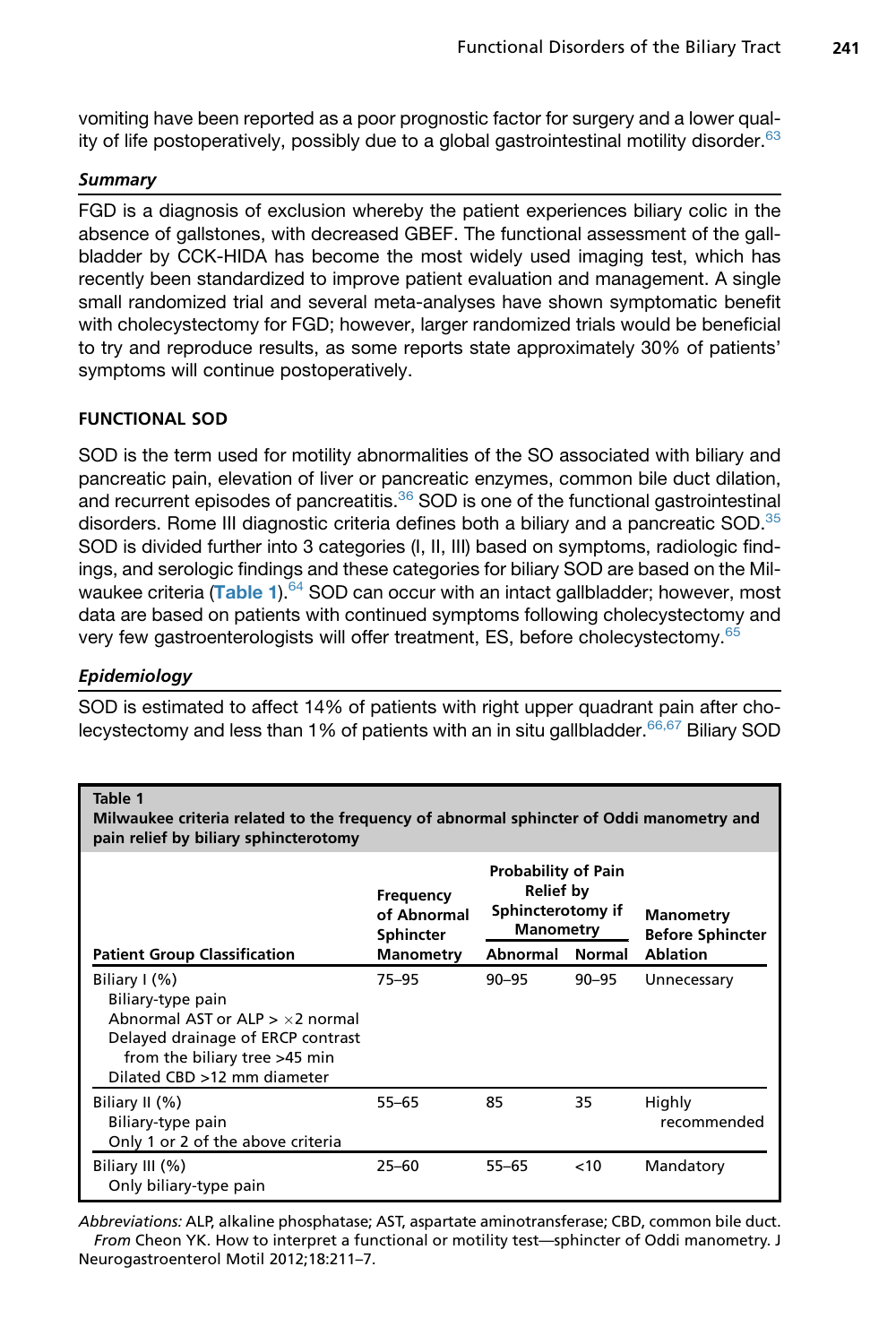vomiting have been reported as a poor prognostic factor for surgery and a lower quality of life postoperatively, possibly due to a global gastrointestinal motility disorder.[63]

### *Summary*

FGD is a diagnosis of exclusion whereby the patient experiences biliary colic in the absence of gallstones, with decreased GBEF. The functional assessment of the gallbladder by CCK-HIDA has become the most widely used imaging test, which has recently been standardized to improve patient evaluation and management. A single small randomized trial and several meta-analyses have shown symptomatic benefit with cholecystectomy for FGD; however, larger randomized trials would be beneficial to try and reproduce results, as some reports state approximately 30% of patients' symptoms will continue postoperatively.

## FUNCTIONAL SOD

SOD is the term used for motility abnormalities of the SO associated with biliary and pancreatic pain, elevation of liver or pancreatic enzymes, common bile duct dilation, and recurrent episodes of pancreatitis.[36] SOD is one of the functional gastrointestinal disorders. Rome III diagnostic criteria defines both a biliary and a pancreatic SOD.[35] SOD is divided further into 3 categories (I, II, III) based on symptoms, radiologic findings, and serologic findings and these categories for biliary SOD are based on the Milwaukee criteria (**Table 1**).[64] SOD can occur with an intact gallbladder; however, most data are based on patients with continued symptoms following cholecystectomy and very few gastroenterologists will offer treatment, ES, before cholecystectomy.[65]

### *Epidemiology*

SOD is estimated to affect 14% of patients with right upper quadrant pain after cholecystectomy and less than 1% of patients with an in situ gallbladder.[66,67] Biliary SOD

**Table 1**
**Milwaukee criteria related to the frequency of abnormal sphincter of Oddi manometry and pain relief by biliary sphincterotomy**

| Patient Group Classification | Frequency of Abnormal Sphincter Manometry | Probability of Pain Relief by Sphincterotomy if Manometry | | Manometry Before Sphincter Ablation |
|---|---|---|---|---|
| | | Abnormal | Normal | |
| Biliary I (%)<br>Biliary-type pain<br>Abnormal AST or ALP > ×2 normal<br>Delayed drainage of ERCP contrast from the biliary tree >45 min<br>Dilated CBD >12 mm diameter | 75–95 | 90–95 | 90–95 | Unnecessary |
| Biliary II (%)<br>Biliary-type pain<br>Only 1 or 2 of the above criteria | 55–65 | 85 | 35 | Highly recommended |
| Biliary III (%)<br>Only biliary-type pain | 25–60 | 55–65 | <10 | Mandatory |

*Abbreviations:* ALP, alkaline phosphatase; AST, aspartate aminotransferase; CBD, common bile duct.
*From* Cheon YK. How to interpret a functional or motility test—sphincter of Oddi manometry. J Neurogastroenterol Motil 2012;18:211–7.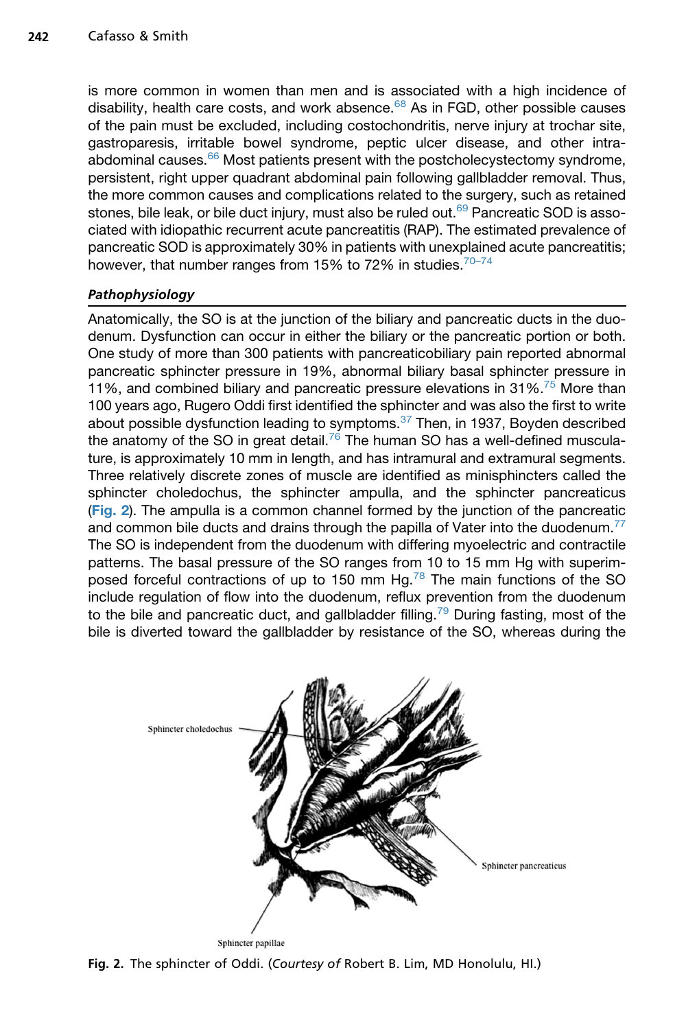is more common in women than men and is associated with a high incidence of disability, health care costs, and work absence.[68] As in FGD, other possible causes of the pain must be excluded, including costochondritis, nerve injury at trochar site, gastroparesis, irritable bowel syndrome, peptic ulcer disease, and other intra-abdominal causes.[66] Most patients present with the postcholecystectomy syndrome, persistent, right upper quadrant abdominal pain following gallbladder removal. Thus, the more common causes and complications related to the surgery, such as retained stones, bile leak, or bile duct injury, must also be ruled out.[69] Pancreatic SOD is associated with idiopathic recurrent acute pancreatitis (RAP). The estimated prevalence of pancreatic SOD is approximately 30% in patients with unexplained acute pancreatitis; however, that number ranges from 15% to 72% in studies.[70–74]

### *Pathophysiology*

Anatomically, the SO is at the junction of the biliary and pancreatic ducts in the duodenum. Dysfunction can occur in either the biliary or the pancreatic portion or both. One study of more than 300 patients with pancreaticobiliary pain reported abnormal pancreatic sphincter pressure in 19%, abnormal biliary basal sphincter pressure in 11%, and combined biliary and pancreatic pressure elevations in 31%.[75] More than 100 years ago, Rugero Oddi first identified the sphincter and was also the first to write about possible dysfunction leading to symptoms.[37] Then, in 1937, Boyden described the anatomy of the SO in great detail.[76] The human SO has a well-defined musculature, is approximately 10 mm in length, and has intramural and extramural segments. Three relatively discrete zones of muscle are identified as minisphincters called the sphincter choledochus, the sphincter ampulla, and the sphincter pancreaticus (**Fig. 2**). The ampulla is a common channel formed by the junction of the pancreatic and common bile ducts and drains through the papilla of Vater into the duodenum.[77] The SO is independent from the duodenum with differing myoelectric and contractile patterns. The basal pressure of the SO ranges from 10 to 15 mm Hg with superimposed forceful contractions of up to 150 mm Hg.[78] The main functions of the SO include regulation of flow into the duodenum, reflux prevention from the duodenum to the bile and pancreatic duct, and gallbladder filling.[79] During fasting, most of the bile is diverted toward the gallbladder by resistance of the SO, whereas during the

Sphincter choledochus

Sphincter pancreaticus

Sphincter papillae

**Fig. 2.** The sphincter of Oddi. (*Courtesy of* Robert B. Lim, MD Honolulu, HI.)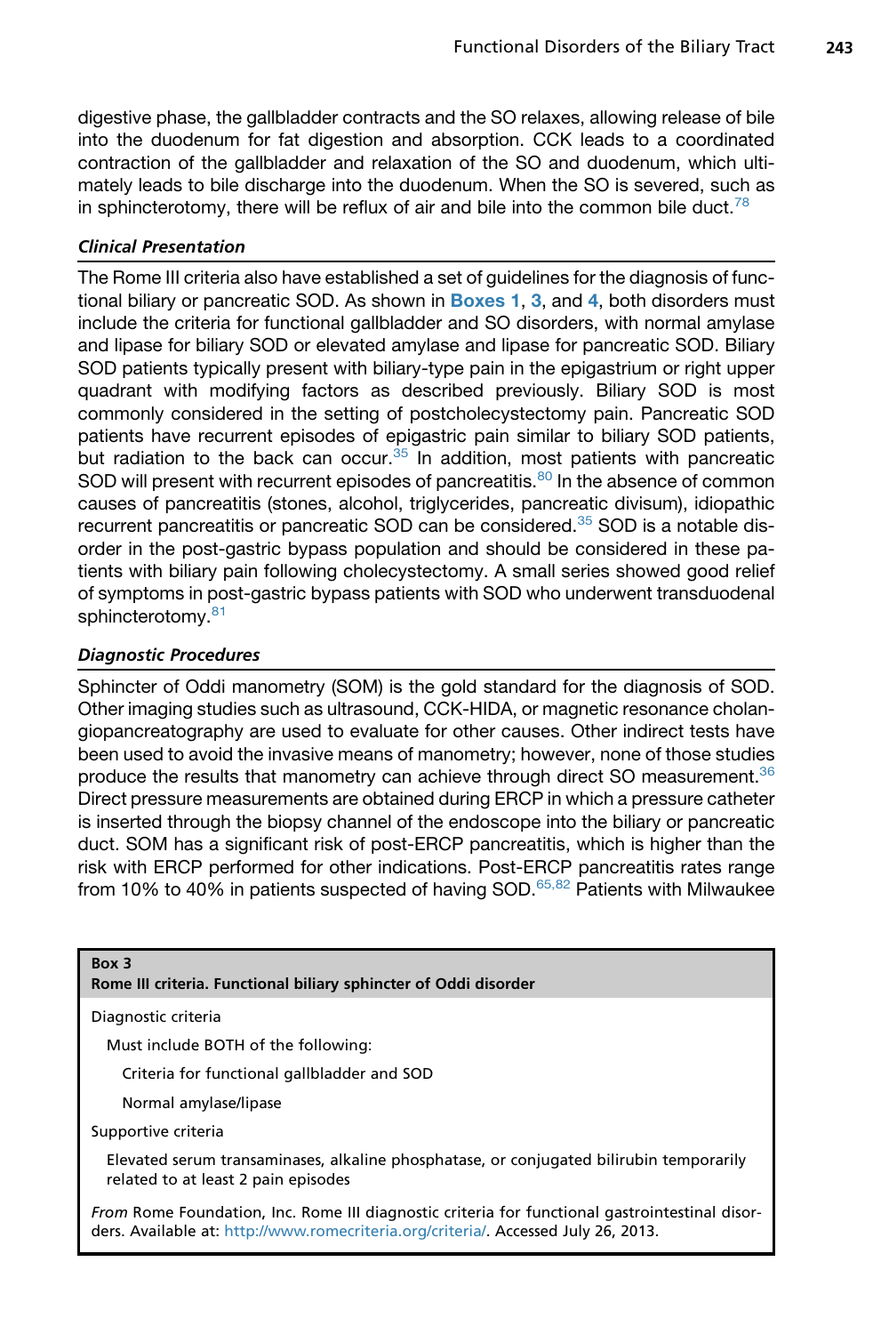digestive phase, the gallbladder contracts and the SO relaxes, allowing release of bile into the duodenum for fat digestion and absorption. CCK leads to a coordinated contraction of the gallbladder and relaxation of the SO and duodenum, which ultimately leads to bile discharge into the duodenum. When the SO is severed, such as in sphincterotomy, there will be reflux of air and bile into the common bile duct.[78]

### *Clinical Presentation*

The Rome III criteria also have established a set of guidelines for the diagnosis of functional biliary or pancreatic SOD. As shown in **Boxes 1**, **3**, and **4**, both disorders must include the criteria for functional gallbladder and SO disorders, with normal amylase and lipase for biliary SOD or elevated amylase and lipase for pancreatic SOD. Biliary SOD patients typically present with biliary-type pain in the epigastrium or right upper quadrant with modifying factors as described previously. Biliary SOD is most commonly considered in the setting of postcholecystectomy pain. Pancreatic SOD patients have recurrent episodes of epigastric pain similar to biliary SOD patients, but radiation to the back can occur.[35] In addition, most patients with pancreatic SOD will present with recurrent episodes of pancreatitis.[80] In the absence of common causes of pancreatitis (stones, alcohol, triglycerides, pancreatic divisum), idiopathic recurrent pancreatitis or pancreatic SOD can be considered.[35] SOD is a notable disorder in the post-gastric bypass population and should be considered in these patients with biliary pain following cholecystectomy. A small series showed good relief of symptoms in post-gastric bypass patients with SOD who underwent transduodenal sphincterotomy.[81]

### *Diagnostic Procedures*

Sphincter of Oddi manometry (SOM) is the gold standard for the diagnosis of SOD. Other imaging studies such as ultrasound, CCK-HIDA, or magnetic resonance cholangiopancreatography are used to evaluate for other causes. Other indirect tests have been used to avoid the invasive means of manometry; however, none of those studies produce the results that manometry can achieve through direct SO measurement.[36] Direct pressure measurements are obtained during ERCP in which a pressure catheter is inserted through the biopsy channel of the endoscope into the biliary or pancreatic duct. SOM has a significant risk of post-ERCP pancreatitis, which is higher than the risk with ERCP performed for other indications. Post-ERCP pancreatitis rates range from 10% to 40% in patients suspected of having SOD.[65,82] Patients with Milwaukee

**Box 3**
**Rome III criteria. Functional biliary sphincter of Oddi disorder**

Diagnostic criteria

Must include BOTH of the following:

- Criteria for functional gallbladder and SOD
- Normal amylase/lipase

Supportive criteria

Elevated serum transaminases, alkaline phosphatase, or conjugated bilirubin temporarily related to at least 2 pain episodes

*From* Rome Foundation, Inc. Rome III diagnostic criteria for functional gastrointestinal disorders. Available at: http://www.romecriteria.org/criteria/. Accessed July 26, 2013.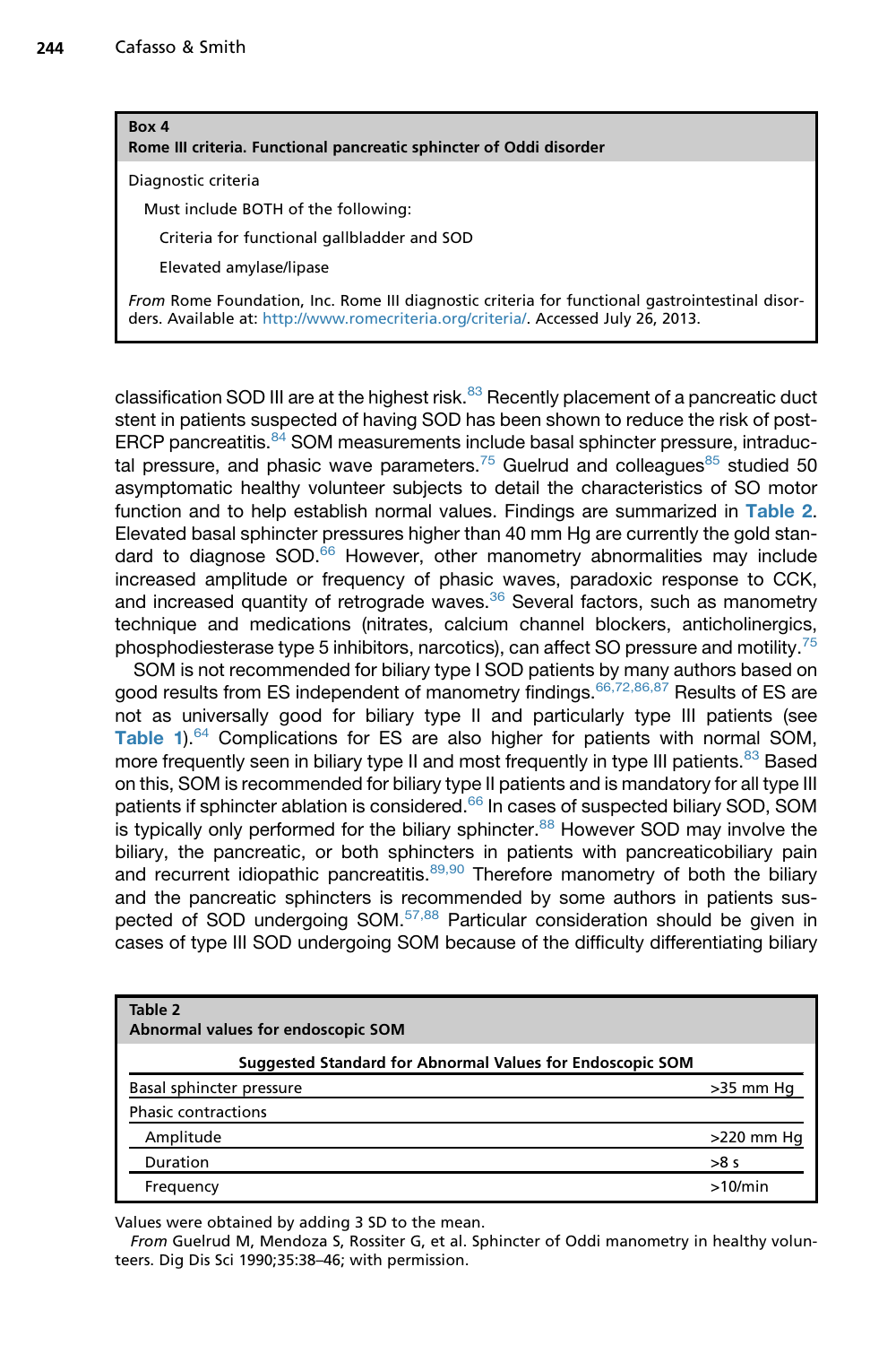**Box 4**
**Rome III criteria. Functional pancreatic sphincter of Oddi disorder**

Diagnostic criteria

Must include BOTH of the following:

Criteria for functional gallbladder and SOD

Elevated amylase/lipase

*From* Rome Foundation, Inc. Rome III diagnostic criteria for functional gastrointestinal disorders. Available at: http://www.romecriteria.org/criteria/. Accessed July 26, 2013.

classification SOD III are at the highest risk.[83] Recently placement of a pancreatic duct stent in patients suspected of having SOD has been shown to reduce the risk of post-ERCP pancreatitis.[84] SOM measurements include basal sphincter pressure, intraductal pressure, and phasic wave parameters.[75] Guelrud and colleagues[85] studied 50 asymptomatic healthy volunteer subjects to detail the characteristics of SO motor function and to help establish normal values. Findings are summarized in Table 2. Elevated basal sphincter pressures higher than 40 mm Hg are currently the gold standard to diagnose SOD.[66] However, other manometry abnormalities may include increased amplitude or frequency of phasic waves, paradoxic response to CCK, and increased quantity of retrograde waves.[36] Several factors, such as manometry technique and medications (nitrates, calcium channel blockers, anticholinergics, phosphodiesterase type 5 inhibitors, narcotics), can affect SO pressure and motility.[75]

SOM is not recommended for biliary type I SOD patients by many authors based on good results from ES independent of manometry findings.[66,72,86,87] Results of ES are not as universally good for biliary type II and particularly type III patients (see Table 1).[64] Complications for ES are also higher for patients with normal SOM, more frequently seen in biliary type II and most frequently in type III patients.[83] Based on this, SOM is recommended for biliary type II patients and is mandatory for all type III patients if sphincter ablation is considered.[66] In cases of suspected biliary SOD, SOM is typically only performed for the biliary sphincter.[88] However SOD may involve the biliary, the pancreatic, or both sphincters in patients with pancreaticobiliary pain and recurrent idiopathic pancreatitis.[89,90] Therefore manometry of both the biliary and the pancreatic sphincters is recommended by some authors in patients suspected of SOD undergoing SOM.[57,88] Particular consideration should be given in cases of type III SOD undergoing SOM because of the difficulty differentiating biliary

**Table 2**
**Abnormal values for endoscopic SOM**

| Suggested Standard for Abnormal Values for Endoscopic SOM | |
|---|---|
| Basal sphincter pressure | >35 mm Hg |
| Phasic contractions | |
| Amplitude | >220 mm Hg |
| Duration | >8 s |
| Frequency | >10/min |

Values were obtained by adding 3 SD to the mean.

*From* Guelrud M, Mendoza S, Rossiter G, et al. Sphincter of Oddi manometry in healthy volunteers. Dig Dis Sci 1990;35:38–46; with permission.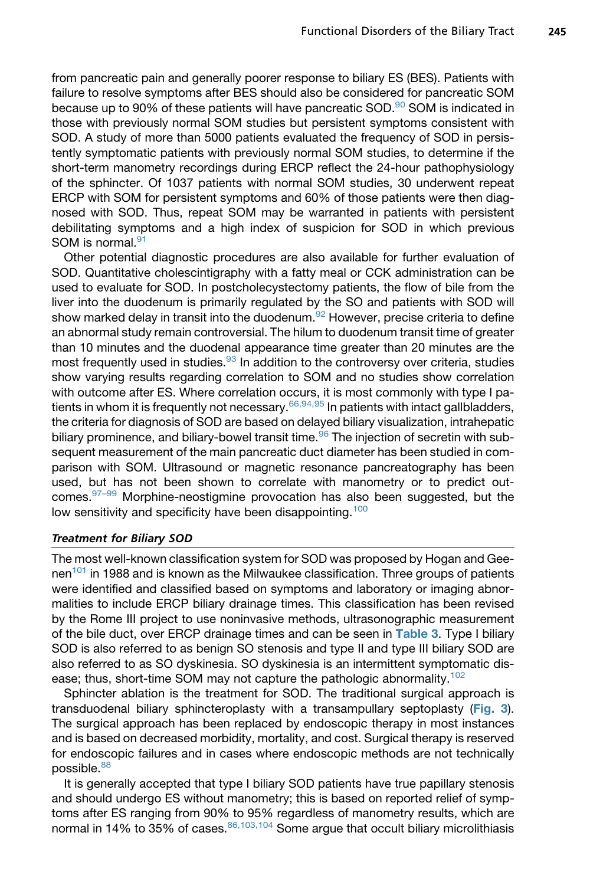from pancreatic pain and generally poorer response to biliary ES (BES). Patients with failure to resolve symptoms after BES should also be considered for pancreatic SOM because up to 90% of these patients will have pancreatic SOD.[90] SOM is indicated in those with previously normal SOM studies but persistent symptoms consistent with SOD. A study of more than 5000 patients evaluated the frequency of SOD in persistently symptomatic patients with previously normal SOM studies, to determine if the short-term manometry recordings during ERCP reflect the 24-hour pathophysiology of the sphincter. Of 1037 patients with normal SOM studies, 30 underwent repeat ERCP with SOM for persistent symptoms and 60% of those patients were then diagnosed with SOD. Thus, repeat SOM may be warranted in patients with persistent debilitating symptoms and a high index of suspicion for SOD in which previous SOM is normal.[91]

Other potential diagnostic procedures are also available for further evaluation of SOD. Quantitative cholescintigraphy with a fatty meal or CCK administration can be used to evaluate for SOD. In postcholecystectomy patients, the flow of bile from the liver into the duodenum is primarily regulated by the SO and patients with SOD will show marked delay in transit into the duodenum.[92] However, precise criteria to define an abnormal study remain controversial. The hilum to duodenum transit time of greater than 10 minutes and the duodenal appearance time greater than 20 minutes are the most frequently used in studies.[93] In addition to the controversy over criteria, studies show varying results regarding correlation to SOM and no studies show correlation with outcome after ES. Where correlation occurs, it is most commonly with type I patients in whom it is frequently not necessary.[66,94,95] In patients with intact gallbladders, the criteria for diagnosis of SOD are based on delayed biliary visualization, intrahepatic biliary prominence, and biliary-bowel transit time.[96] The injection of secretin with subsequent measurement of the main pancreatic duct diameter has been studied in comparison with SOM. Ultrasound or magnetic resonance pancreatography has been used, but has not been shown to correlate with manometry or to predict outcomes.[97–99] Morphine-neostigmine provocation has also been suggested, but the low sensitivity and specificity have been disappointing.[100]

### *Treatment for Biliary SOD*

The most well-known classification system for SOD was proposed by Hogan and Geenen[101] in 1988 and is known as the Milwaukee classification. Three groups of patients were identified and classified based on symptoms and laboratory or imaging abnormalities to include ERCP biliary drainage times. This classification has been revised by the Rome III project to use noninvasive methods, ultrasonographic measurement of the bile duct, over ERCP drainage times and can be seen in **Table 3**. Type I biliary SOD is also referred to as benign SO stenosis and type II and type III biliary SOD are also referred to as SO dyskinesia. SO dyskinesia is an intermittent symptomatic disease; thus, short-time SOM may not capture the pathologic abnormality.[102]

Sphincter ablation is the treatment for SOD. The traditional surgical approach is transduodenal biliary sphincteroplasty with a transampullary septoplasty (**Fig. 3**). The surgical approach has been replaced by endoscopic therapy in most instances and is based on decreased morbidity, mortality, and cost. Surgical therapy is reserved for endoscopic failures and in cases where endoscopic methods are not technically possible.[88]

It is generally accepted that type I biliary SOD patients have true papillary stenosis and should undergo ES without manometry; this is based on reported relief of symptoms after ES ranging from 90% to 95% regardless of manometry results, which are normal in 14% to 35% of cases.[86,103,104] Some argue that occult biliary microlithiasis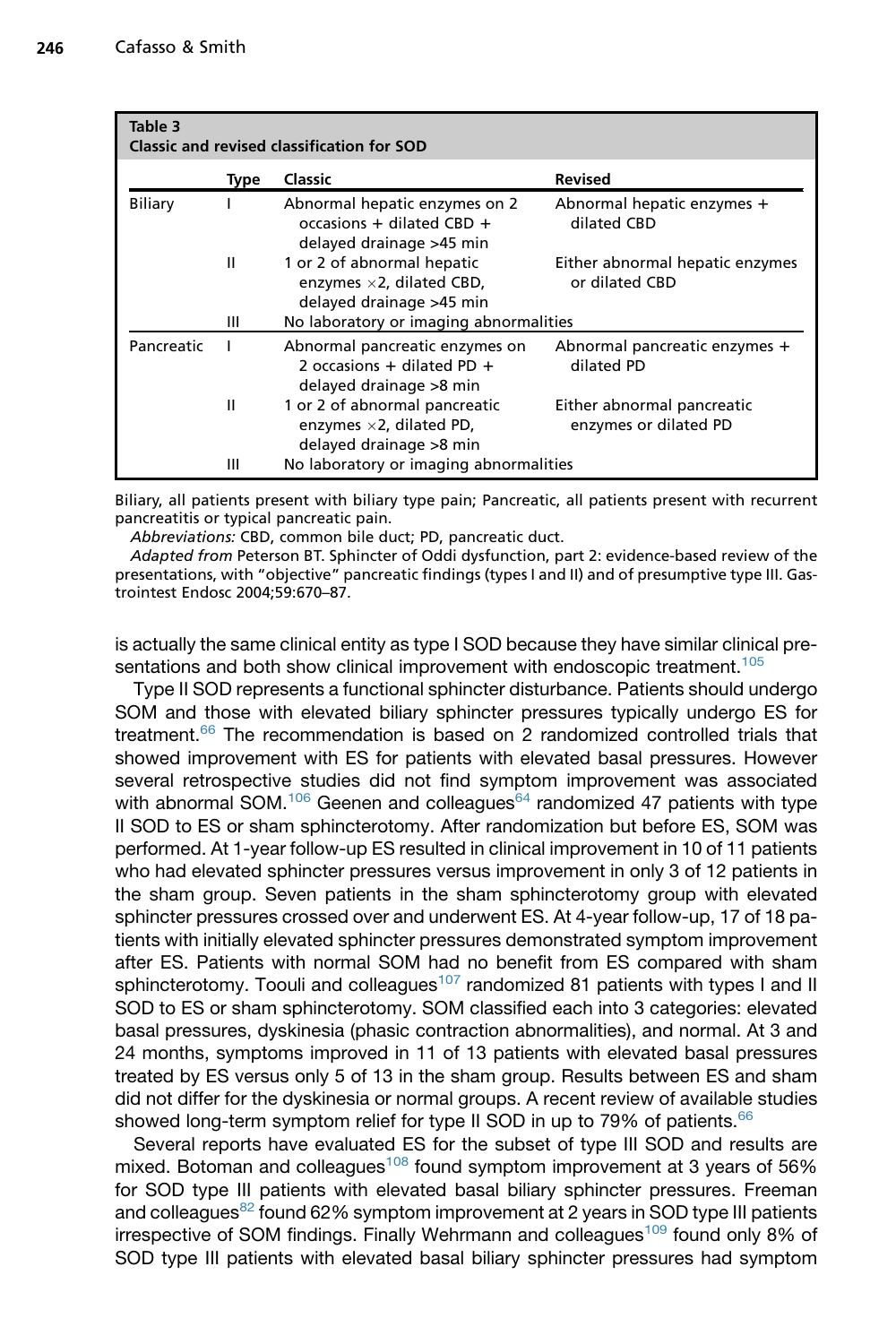**Table 3**
**Classic and revised classification for SOD**

| | Type | Classic | Revised |
|---|---|---|---|
| Biliary | I | Abnormal hepatic enzymes on 2 occasions + dilated CBD + delayed drainage >45 min | Abnormal hepatic enzymes + dilated CBD |
| | II | 1 or 2 of abnormal hepatic enzymes ×2, dilated CBD, delayed drainage >45 min | Either abnormal hepatic enzymes or dilated CBD |
| | III | No laboratory or imaging abnormalities | |
| Pancreatic | I | Abnormal pancreatic enzymes on 2 occasions + dilated PD + delayed drainage >8 min | Abnormal pancreatic enzymes + dilated PD |
| | II | 1 or 2 of abnormal pancreatic enzymes ×2, dilated PD, delayed drainage >8 min | Either abnormal pancreatic enzymes or dilated PD |
| | III | No laboratory or imaging abnormalities | |

Biliary, all patients present with biliary type pain; Pancreatic, all patients present with recurrent pancreatitis or typical pancreatic pain.

*Abbreviations:* CBD, common bile duct; PD, pancreatic duct.

*Adapted from* Peterson BT. Sphincter of Oddi dysfunction, part 2: evidence-based review of the presentations, with "objective" pancreatic findings (types I and II) and of presumptive type III. Gastrointest Endosc 2004;59:670–87.

is actually the same clinical entity as type I SOD because they have similar clinical presentations and both show clinical improvement with endoscopic treatment.[105]

Type II SOD represents a functional sphincter disturbance. Patients should undergo SOM and those with elevated biliary sphincter pressures typically undergo ES for treatment.[66] The recommendation is based on 2 randomized controlled trials that showed improvement with ES for patients with elevated basal pressures. However several retrospective studies did not find symptom improvement was associated with abnormal SOM.[106] Geenen and colleagues[64] randomized 47 patients with type II SOD to ES or sham sphincterotomy. After randomization but before ES, SOM was performed. At 1-year follow-up ES resulted in clinical improvement in 10 of 11 patients who had elevated sphincter pressures versus improvement in only 3 of 12 patients in the sham group. Seven patients in the sham sphincterotomy group with elevated sphincter pressures crossed over and underwent ES. At 4-year follow-up, 17 of 18 patients with initially elevated sphincter pressures demonstrated symptom improvement after ES. Patients with normal SOM had no benefit from ES compared with sham sphincterotomy. Toouli and colleagues[107] randomized 81 patients with types I and II SOD to ES or sham sphincterotomy. SOM classified each into 3 categories: elevated basal pressures, dyskinesia (phasic contraction abnormalities), and normal. At 3 and 24 months, symptoms improved in 11 of 13 patients with elevated basal pressures treated by ES versus only 5 of 13 in the sham group. Results between ES and sham did not differ for the dyskinesia or normal groups. A recent review of available studies showed long-term symptom relief for type II SOD in up to 79% of patients.[66]

Several reports have evaluated ES for the subset of type III SOD and results are mixed. Botoman and colleagues[108] found symptom improvement at 3 years of 56% for SOD type III patients with elevated basal biliary sphincter pressures. Freeman and colleagues[82] found 62% symptom improvement at 2 years in SOD type III patients irrespective of SOM findings. Finally Wehrmann and colleagues[109] found only 8% of SOD type III patients with elevated basal biliary sphincter pressures had symptom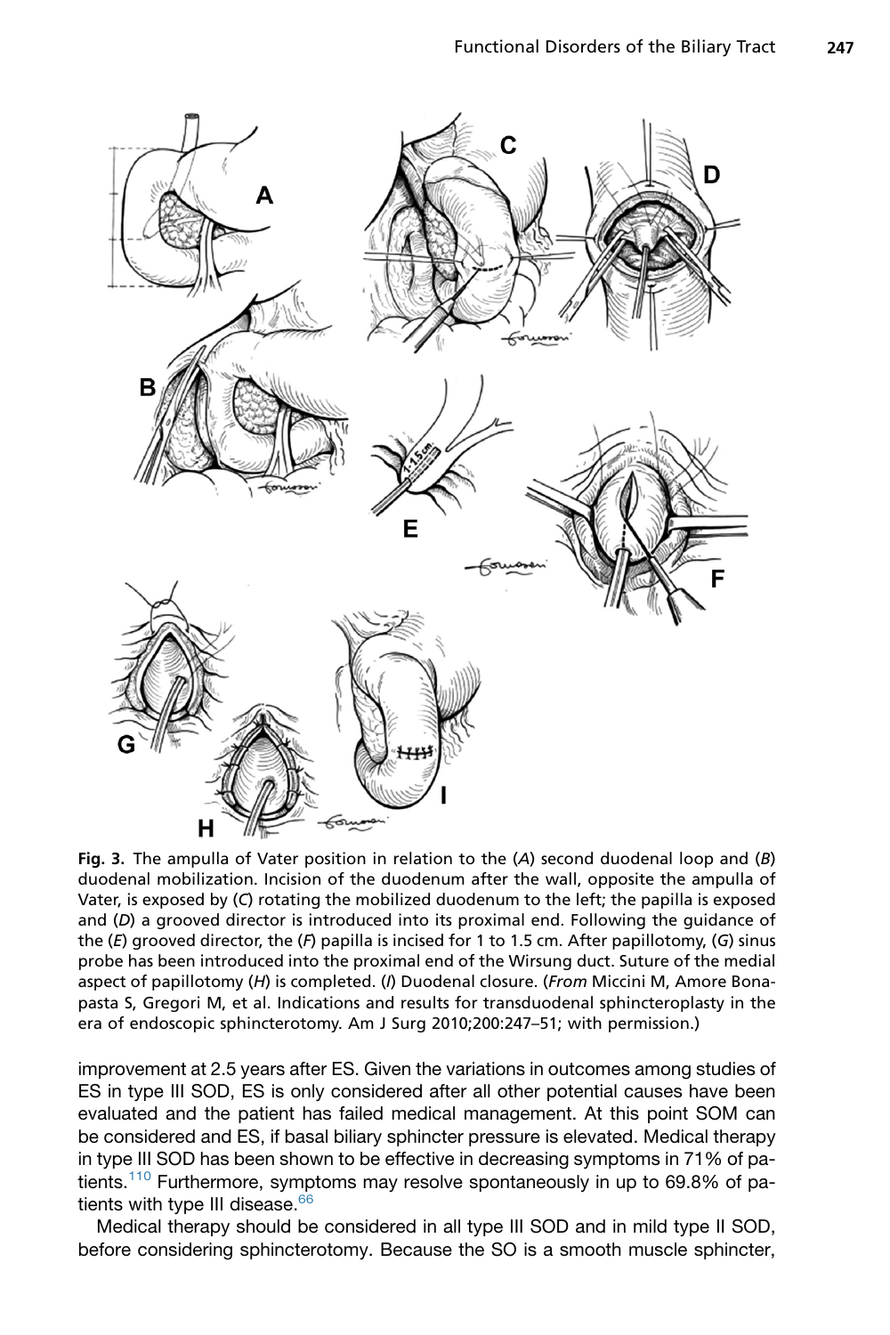Fig. 3. The ampulla of Vater position in relation to the (*A*) second duodenal loop and (*B*) duodenal mobilization. Incision of the duodenum after the wall, opposite the ampulla of Vater, is exposed by (*C*) rotating the mobilized duodenum to the left; the papilla is exposed and (*D*) a grooved director is introduced into its proximal end. Following the guidance of the (*E*) grooved director, the (*F*) papilla is incised for 1 to 1.5 cm. After papillotomy, (*G*) sinus probe has been introduced into the proximal end of the Wirsung duct. Suture of the medial aspect of papillotomy (*H*) is completed. (*I*) Duodenal closure. (*From* Miccini M, Amore Bonapasta S, Gregori M, et al. Indications and results for transduodenal sphincteroplasty in the era of endoscopic sphincterotomy. Am J Surg 2010;200:247–51; with permission.)

improvement at 2.5 years after ES. Given the variations in outcomes among studies of ES in type III SOD, ES is only considered after all other potential causes have been evaluated and the patient has failed medical management. At this point SOM can be considered and ES, if basal biliary sphincter pressure is elevated. Medical therapy in type III SOD has been shown to be effective in decreasing symptoms in 71% of patients.[110] Furthermore, symptoms may resolve spontaneously in up to 69.8% of patients with type III disease.[66]

Medical therapy should be considered in all type III SOD and in mild type II SOD, before considering sphincterotomy. Because the SO is a smooth muscle sphincter,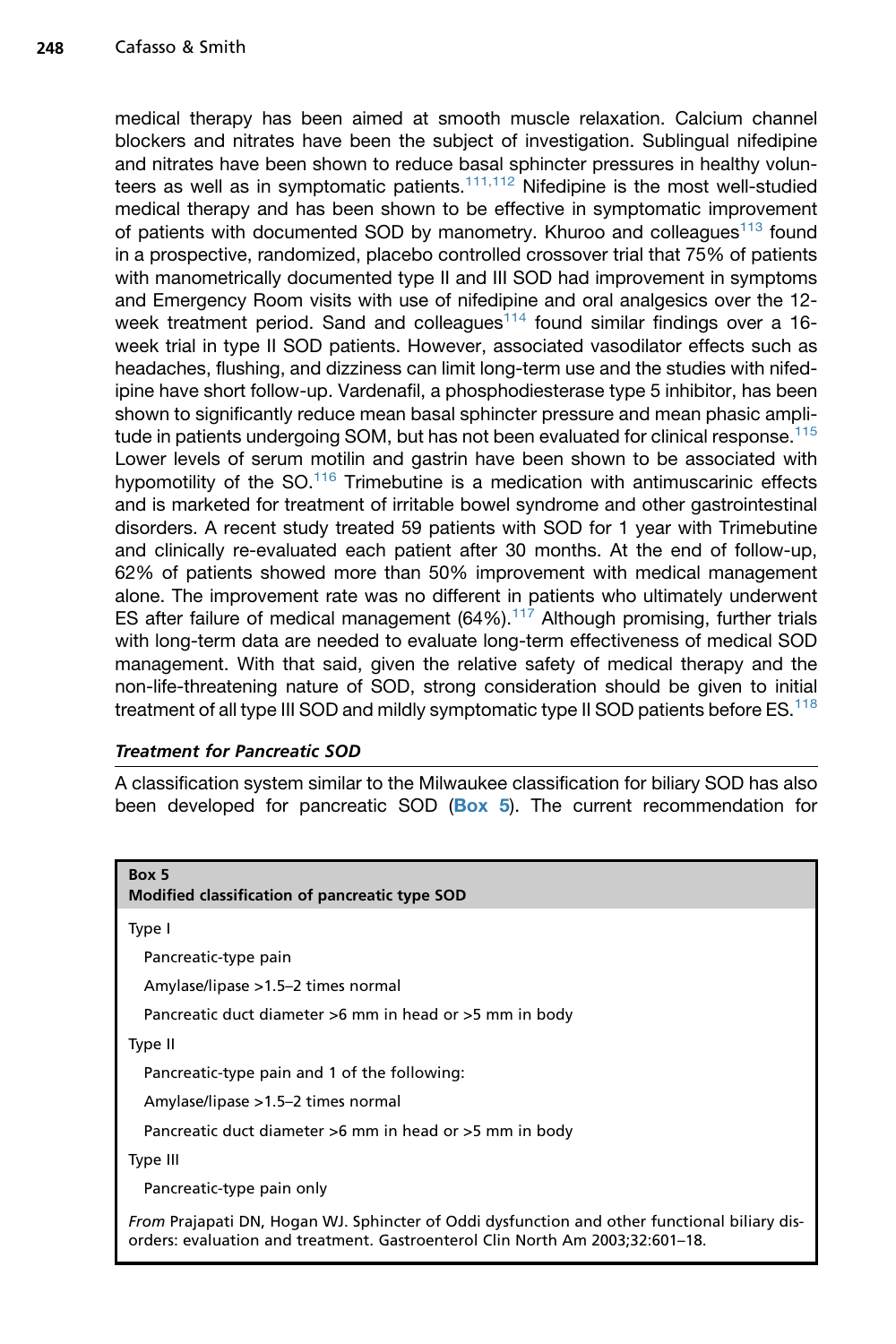medical therapy has been aimed at smooth muscle relaxation. Calcium channel blockers and nitrates have been the subject of investigation. Sublingual nifedipine and nitrates have been shown to reduce basal sphincter pressures in healthy volunteers as well as in symptomatic patients.[111,112] Nifedipine is the most well-studied medical therapy and has been shown to be effective in symptomatic improvement of patients with documented SOD by manometry. Khuroo and colleagues[113] found in a prospective, randomized, placebo controlled crossover trial that 75% of patients with manometrically documented type II and III SOD had improvement in symptoms and Emergency Room visits with use of nifedipine and oral analgesics over the 12-week treatment period. Sand and colleagues[114] found similar findings over a 16-week trial in type II SOD patients. However, associated vasodilator effects such as headaches, flushing, and dizziness can limit long-term use and the studies with nifedipine have short follow-up. Vardenafil, a phosphodiesterase type 5 inhibitor, has been shown to significantly reduce mean basal sphincter pressure and mean phasic amplitude in patients undergoing SOM, but has not been evaluated for clinical response.[115] Lower levels of serum motilin and gastrin have been shown to be associated with hypomotility of the SO.[116] Trimebutine is a medication with antimuscarinic effects and is marketed for treatment of irritable bowel syndrome and other gastrointestinal disorders. A recent study treated 59 patients with SOD for 1 year with Trimebutine and clinically re-evaluated each patient after 30 months. At the end of follow-up, 62% of patients showed more than 50% improvement with medical management alone. The improvement rate was no different in patients who ultimately underwent ES after failure of medical management (64%).[117] Although promising, further trials with long-term data are needed to evaluate long-term effectiveness of medical SOD management. With that said, given the relative safety of medical therapy and the non-life-threatening nature of SOD, strong consideration should be given to initial treatment of all type III SOD and mildly symptomatic type II SOD patients before ES.[118]

### *Treatment for Pancreatic SOD*

A classification system similar to the Milwaukee classification for biliary SOD has also been developed for pancreatic SOD (**Box 5**). The current recommendation for

**Box 5**
**Modified classification of pancreatic type SOD**

Type I

- Pancreatic-type pain
- Amylase/lipase >1.5–2 times normal
- Pancreatic duct diameter >6 mm in head or >5 mm in body

Type II

- Pancreatic-type pain and 1 of the following:
- Amylase/lipase >1.5–2 times normal
- Pancreatic duct diameter >6 mm in head or >5 mm in body

Type III

- Pancreatic-type pain only

*From* Prajapati DN, Hogan WJ. Sphincter of Oddi dysfunction and other functional biliary disorders: evaluation and treatment. Gastroenterol Clin North Am 2003;32:601–18.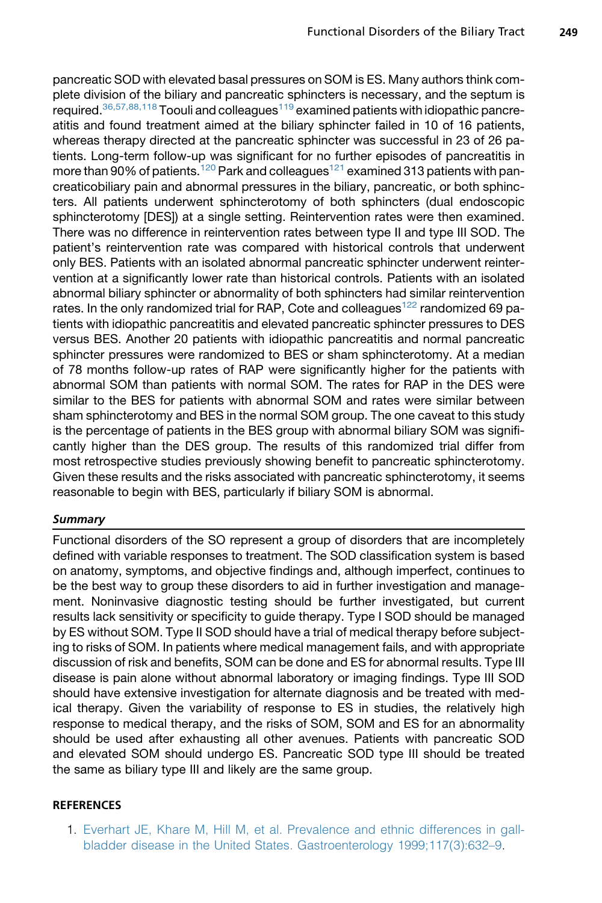pancreatic SOD with elevated basal pressures on SOM is ES. Many authors think complete division of the biliary and pancreatic sphincters is necessary, and the septum is required.[36,57,88,118] Toouli and colleagues[119] examined patients with idiopathic pancreatitis and found treatment aimed at the biliary sphincter failed in 10 of 16 patients, whereas therapy directed at the pancreatic sphincter was successful in 23 of 26 patients. Long-term follow-up was significant for no further episodes of pancreatitis in more than 90% of patients.[120] Park and colleagues[121] examined 313 patients with pancreaticobiliary pain and abnormal pressures in the biliary, pancreatic, or both sphincters. All patients underwent sphincterotomy of both sphincters (dual endoscopic sphincterotomy [DES]) at a single setting. Reintervention rates were then examined. There was no difference in reintervention rates between type II and type III SOD. The patient's reintervention rate was compared with historical controls that underwent only BES. Patients with an isolated abnormal pancreatic sphincter underwent reintervention at a significantly lower rate than historical controls. Patients with an isolated abnormal biliary sphincter or abnormality of both sphincters had similar reintervention rates. In the only randomized trial for RAP, Cote and colleagues[122] randomized 69 patients with idiopathic pancreatitis and elevated pancreatic sphincter pressures to DES versus BES. Another 20 patients with idiopathic pancreatitis and normal pancreatic sphincter pressures were randomized to BES or sham sphincterotomy. At a median of 78 months follow-up rates of RAP were significantly higher for the patients with abnormal SOM than patients with normal SOM. The rates for RAP in the DES were similar to the BES for patients with abnormal SOM and rates were similar between sham sphincterotomy and BES in the normal SOM group. The one caveat to this study is the percentage of patients in the BES group with abnormal biliary SOM was significantly higher than the DES group. The results of this randomized trial differ from most retrospective studies previously showing benefit to pancreatic sphincterotomy. Given these results and the risks associated with pancreatic sphincterotomy, it seems reasonable to begin with BES, particularly if biliary SOM is abnormal.

### *Summary*

Functional disorders of the SO represent a group of disorders that are incompletely defined with variable responses to treatment. The SOD classification system is based on anatomy, symptoms, and objective findings and, although imperfect, continues to be the best way to group these disorders to aid in further investigation and management. Noninvasive diagnostic testing should be further investigated, but current results lack sensitivity or specificity to guide therapy. Type I SOD should be managed by ES without SOM. Type II SOD should have a trial of medical therapy before subjecting to risks of SOM. In patients where medical management fails, and with appropriate discussion of risk and benefits, SOM can be done and ES for abnormal results. Type III disease is pain alone without abnormal laboratory or imaging findings. Type III SOD should have extensive investigation for alternate diagnosis and be treated with medical therapy. Given the variability of response to ES in studies, the relatively high response to medical therapy, and the risks of SOM, SOM and ES for an abnormality should be used after exhausting all other avenues. Patients with pancreatic SOD and elevated SOM should undergo ES. Pancreatic SOD type III should be treated the same as biliary type III and likely are the same group.

## REFERENCES

1. Everhart JE, Khare M, Hill M, et al. Prevalence and ethnic differences in gallbladder disease in the United States. Gastroenterology 1999;117(3):632–9.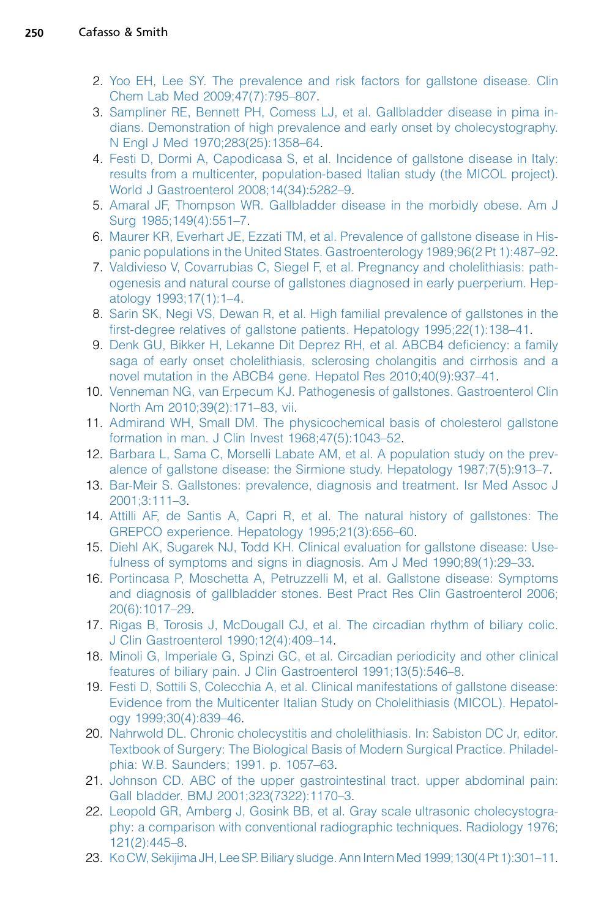2. Yoo EH, Lee SY. The prevalence and risk factors for gallstone disease. Clin Chem Lab Med 2009;47(7):795–807.
3. Sampliner RE, Bennett PH, Comess LJ, et al. Gallbladder disease in pima indians. Demonstration of high prevalence and early onset by cholecystography. N Engl J Med 1970;283(25):1358–64.
4. Festi D, Dormi A, Capodicasa S, et al. Incidence of gallstone disease in Italy: results from a multicenter, population-based Italian study (the MICOL project). World J Gastroenterol 2008;14(34):5282–9.
5. Amaral JF, Thompson WR. Gallbladder disease in the morbidly obese. Am J Surg 1985;149(4):551–7.
6. Maurer KR, Everhart JE, Ezzati TM, et al. Prevalence of gallstone disease in Hispanic populations in the United States. Gastroenterology 1989;96(2 Pt 1):487–92.
7. Valdivieso V, Covarrubias C, Siegel F, et al. Pregnancy and cholelithiasis: pathogenesis and natural course of gallstones diagnosed in early puerperium. Hepatology 1993;17(1):1–4.
8. Sarin SK, Negi VS, Dewan R, et al. High familial prevalence of gallstones in the first-degree relatives of gallstone patients. Hepatology 1995;22(1):138–41.
9. Denk GU, Bikker H, Lekanne Dit Deprez RH, et al. ABCB4 deficiency: a family saga of early onset cholelithiasis, sclerosing cholangitis and cirrhosis and a novel mutation in the ABCB4 gene. Hepatol Res 2010;40(9):937–41.
10. Venneman NG, van Erpecum KJ. Pathogenesis of gallstones. Gastroenterol Clin North Am 2010;39(2):171–83, vii.
11. Admirand WH, Small DM. The physicochemical basis of cholesterol gallstone formation in man. J Clin Invest 1968;47(5):1043–52.
12. Barbara L, Sama C, Morselli Labate AM, et al. A population study on the prevalence of gallstone disease: the Sirmione study. Hepatology 1987;7(5):913–7.
13. Bar-Meir S. Gallstones: prevalence, diagnosis and treatment. Isr Med Assoc J 2001;3:111–3.
14. Attilli AF, de Santis A, Capri R, et al. The natural history of gallstones: The GREPCO experience. Hepatology 1995;21(3):656–60.
15. Diehl AK, Sugarek NJ, Todd KH. Clinical evaluation for gallstone disease: Usefulness of symptoms and signs in diagnosis. Am J Med 1990;89(1):29–33.
16. Portincasa P, Moschetta A, Petruzzelli M, et al. Gallstone disease: Symptoms and diagnosis of gallbladder stones. Best Pract Res Clin Gastroenterol 2006;20(6):1017–29.
17. Rigas B, Torosis J, McDougall CJ, et al. The circadian rhythm of biliary colic. J Clin Gastroenterol 1990;12(4):409–14.
18. Minoli G, Imperiale G, Spinzi GC, et al. Circadian periodicity and other clinical features of biliary pain. J Clin Gastroenterol 1991;13(5):546–8.
19. Festi D, Sottili S, Colecchia A, et al. Clinical manifestations of gallstone disease: Evidence from the Multicenter Italian Study on Cholelithiasis (MICOL). Hepatology 1999;30(4):839–46.
20. Nahrwold DL. Chronic cholecystitis and cholelithiasis. In: Sabiston DC Jr, editor. Textbook of Surgery: The Biological Basis of Modern Surgical Practice. Philadelphia: W.B. Saunders; 1991. p. 1057–63.
21. Johnson CD. ABC of the upper gastrointestinal tract. upper abdominal pain: Gall bladder. BMJ 2001;323(7322):1170–3.
22. Leopold GR, Amberg J, Gosink BB, et al. Gray scale ultrasonic cholecystography: a comparison with conventional radiographic techniques. Radiology 1976;121(2):445–8.
23. Ko CW, Sekijima JH, Lee SP. Biliary sludge. Ann Intern Med 1999;130(4 Pt 1):301–11.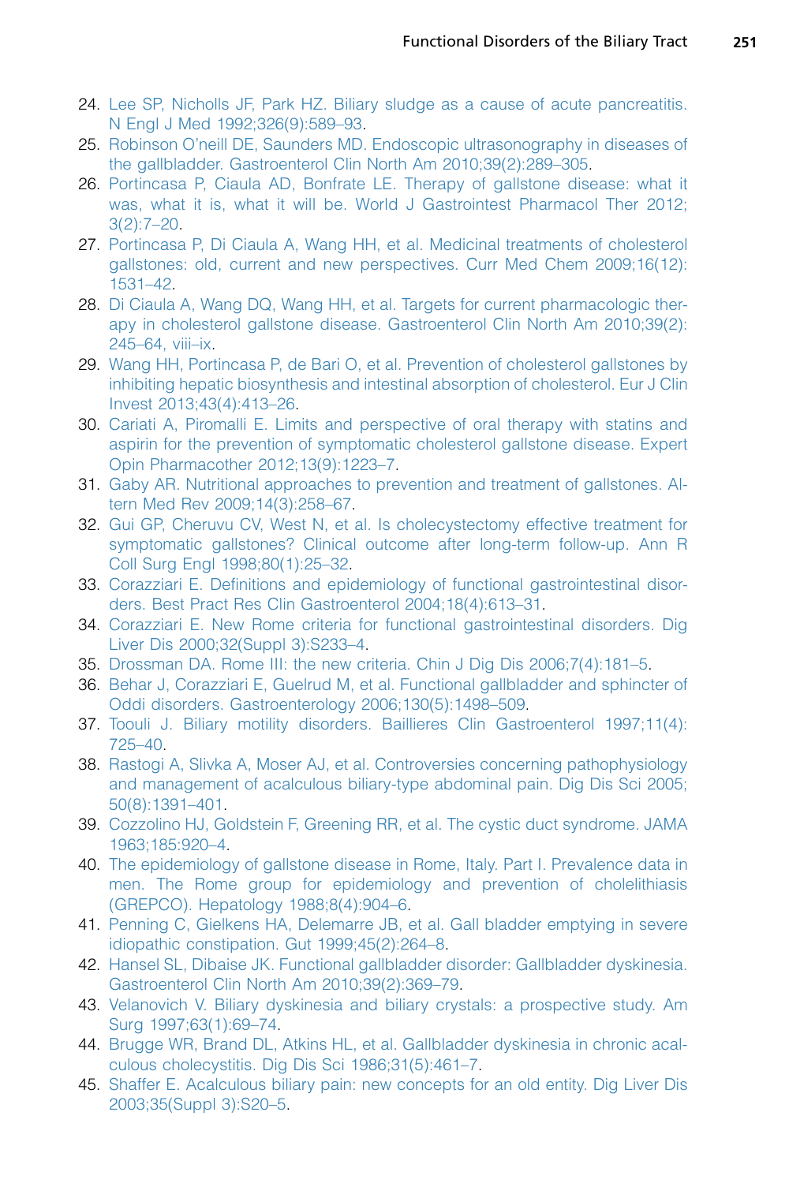24. Lee SP, Nicholls JF, Park HZ. Biliary sludge as a cause of acute pancreatitis. N Engl J Med 1992;326(9):589–93.
25. Robinson O'neill DE, Saunders MD. Endoscopic ultrasonography in diseases of the gallbladder. Gastroenterol Clin North Am 2010;39(2):289–305.
26. Portincasa P, Ciaula AD, Bonfrate LE. Therapy of gallstone disease: what it was, what it is, what it will be. World J Gastrointest Pharmacol Ther 2012; 3(2):7–20.
27. Portincasa P, Di Ciaula A, Wang HH, et al. Medicinal treatments of cholesterol gallstones: old, current and new perspectives. Curr Med Chem 2009;16(12): 1531–42.
28. Di Ciaula A, Wang DQ, Wang HH, et al. Targets for current pharmacologic therapy in cholesterol gallstone disease. Gastroenterol Clin North Am 2010;39(2): 245–64, viii–ix.
29. Wang HH, Portincasa P, de Bari O, et al. Prevention of cholesterol gallstones by inhibiting hepatic biosynthesis and intestinal absorption of cholesterol. Eur J Clin Invest 2013;43(4):413–26.
30. Cariati A, Piromalli E. Limits and perspective of oral therapy with statins and aspirin for the prevention of symptomatic cholesterol gallstone disease. Expert Opin Pharmacother 2012;13(9):1223–7.
31. Gaby AR. Nutritional approaches to prevention and treatment of gallstones. Altern Med Rev 2009;14(3):258–67.
32. Gui GP, Cheruvu CV, West N, et al. Is cholecystectomy effective treatment for symptomatic gallstones? Clinical outcome after long-term follow-up. Ann R Coll Surg Engl 1998;80(1):25–32.
33. Corazziari E. Definitions and epidemiology of functional gastrointestinal disorders. Best Pract Res Clin Gastroenterol 2004;18(4):613–31.
34. Corazziari E. New Rome criteria for functional gastrointestinal disorders. Dig Liver Dis 2000;32(Suppl 3):S233–4.
35. Drossman DA. Rome III: the new criteria. Chin J Dig Dis 2006;7(4):181–5.
36. Behar J, Corazziari E, Guelrud M, et al. Functional gallbladder and sphincter of Oddi disorders. Gastroenterology 2006;130(5):1498–509.
37. Toouli J. Biliary motility disorders. Baillieres Clin Gastroenterol 1997;11(4): 725–40.
38. Rastogi A, Slivka A, Moser AJ, et al. Controversies concerning pathophysiology and management of acalculous biliary-type abdominal pain. Dig Dis Sci 2005; 50(8):1391–401.
39. Cozzolino HJ, Goldstein F, Greening RR, et al. The cystic duct syndrome. JAMA 1963;185:920–4.
40. The epidemiology of gallstone disease in Rome, Italy. Part I. Prevalence data in men. The Rome group for epidemiology and prevention of cholelithiasis (GREPCO). Hepatology 1988;8(4):904–6.
41. Penning C, Gielkens HA, Delemarre JB, et al. Gall bladder emptying in severe idiopathic constipation. Gut 1999;45(2):264–8.
42. Hansel SL, Dibaise JK. Functional gallbladder disorder: Gallbladder dyskinesia. Gastroenterol Clin North Am 2010;39(2):369–79.
43. Velanovich V. Biliary dyskinesia and biliary crystals: a prospective study. Am Surg 1997;63(1):69–74.
44. Brugge WR, Brand DL, Atkins HL, et al. Gallbladder dyskinesia in chronic acalculous cholecystitis. Dig Dis Sci 1986;31(5):461–7.
45. Shaffer E. Acalculous biliary pain: new concepts for an old entity. Dig Liver Dis 2003;35(Suppl 3):S20–5.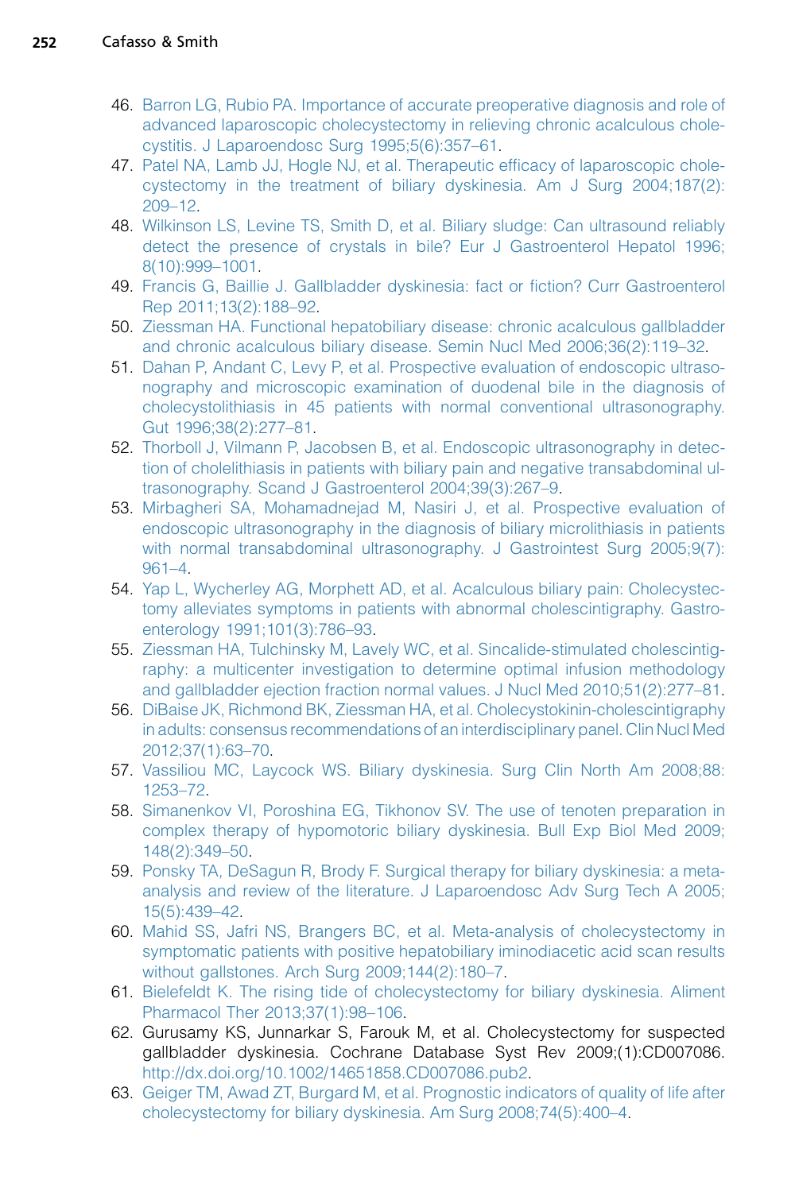46. Barron LG, Rubio PA. Importance of accurate preoperative diagnosis and role of advanced laparoscopic cholecystectomy in relieving chronic acalculous cholecystitis. J Laparoendosc Surg 1995;5(6):357–61.
47. Patel NA, Lamb JJ, Hogle NJ, et al. Therapeutic efficacy of laparoscopic cholecystectomy in the treatment of biliary dyskinesia. Am J Surg 2004;187(2): 209–12.
48. Wilkinson LS, Levine TS, Smith D, et al. Biliary sludge: Can ultrasound reliably detect the presence of crystals in bile? Eur J Gastroenterol Hepatol 1996; 8(10):999–1001.
49. Francis G, Baillie J. Gallbladder dyskinesia: fact or fiction? Curr Gastroenterol Rep 2011;13(2):188–92.
50. Ziessman HA. Functional hepatobiliary disease: chronic acalculous gallbladder and chronic acalculous biliary disease. Semin Nucl Med 2006;36(2):119–32.
51. Dahan P, Andant C, Levy P, et al. Prospective evaluation of endoscopic ultrasonography and microscopic examination of duodenal bile in the diagnosis of cholecystolithiasis in 45 patients with normal conventional ultrasonography. Gut 1996;38(2):277–81.
52. Thorboll J, Vilmann P, Jacobsen B, et al. Endoscopic ultrasonography in detection of cholelithiasis in patients with biliary pain and negative transabdominal ultrasonography. Scand J Gastroenterol 2004;39(3):267–9.
53. Mirbagheri SA, Mohamadnejad M, Nasiri J, et al. Prospective evaluation of endoscopic ultrasonography in the diagnosis of biliary microlithiasis in patients with normal transabdominal ultrasonography. J Gastrointest Surg 2005;9(7): 961–4.
54. Yap L, Wycherley AG, Morphett AD, et al. Acalculous biliary pain: Cholecystectomy alleviates symptoms in patients with abnormal cholescintigraphy. Gastroenterology 1991;101(3):786–93.
55. Ziessman HA, Tulchinsky M, Lavely WC, et al. Sincalide-stimulated cholescintigraphy: a multicenter investigation to determine optimal infusion methodology and gallbladder ejection fraction normal values. J Nucl Med 2010;51(2):277–81.
56. DiBaise JK, Richmond BK, Ziessman HA, et al. Cholecystokinin-cholescintigraphy in adults: consensus recommendations of an interdisciplinary panel. Clin Nucl Med 2012;37(1):63–70.
57. Vassiliou MC, Laycock WS. Biliary dyskinesia. Surg Clin North Am 2008;88: 1253–72.
58. Simanenkov VI, Poroshina EG, Tikhonov SV. The use of tenoten preparation in complex therapy of hypomotoric biliary dyskinesia. Bull Exp Biol Med 2009; 148(2):349–50.
59. Ponsky TA, DeSagun R, Brody F. Surgical therapy for biliary dyskinesia: a meta-analysis and review of the literature. J Laparoendosc Adv Surg Tech A 2005; 15(5):439–42.
60. Mahid SS, Jafri NS, Brangers BC, et al. Meta-analysis of cholecystectomy in symptomatic patients with positive hepatobiliary iminodiacetic acid scan results without gallstones. Arch Surg 2009;144(2):180–7.
61. Bielefeldt K. The rising tide of cholecystectomy for biliary dyskinesia. Aliment Pharmacol Ther 2013;37(1):98–106.
62. Gurusamy KS, Junnarkar S, Farouk M, et al. Cholecystectomy for suspected gallbladder dyskinesia. Cochrane Database Syst Rev 2009;(1):CD007086. http://dx.doi.org/10.1002/14651858.CD007086.pub2.
63. Geiger TM, Awad ZT, Burgard M, et al. Prognostic indicators of quality of life after cholecystectomy for biliary dyskinesia. Am Surg 2008;74(5):400–4.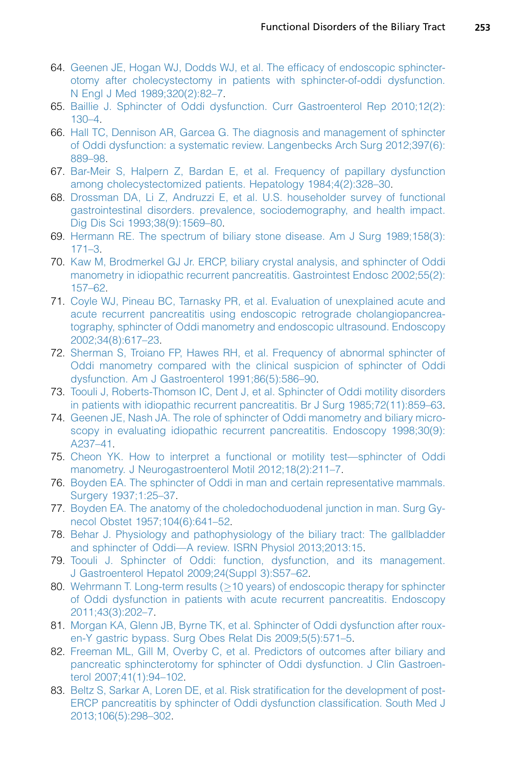64. Geenen JE, Hogan WJ, Dodds WJ, et al. The efficacy of endoscopic sphincterotomy after cholecystectomy in patients with sphincter-of-oddi dysfunction. N Engl J Med 1989;320(2):82–7.
65. Baillie J. Sphincter of Oddi dysfunction. Curr Gastroenterol Rep 2010;12(2):130–4.
66. Hall TC, Dennison AR, Garcea G. The diagnosis and management of sphincter of Oddi dysfunction: a systematic review. Langenbecks Arch Surg 2012;397(6):889–98.
67. Bar-Meir S, Halpern Z, Bardan E, et al. Frequency of papillary dysfunction among cholecystectomized patients. Hepatology 1984;4(2):328–30.
68. Drossman DA, Li Z, Andruzzi E, et al. U.S. householder survey of functional gastrointestinal disorders. prevalence, sociodemography, and health impact. Dig Dis Sci 1993;38(9):1569–80.
69. Hermann RE. The spectrum of biliary stone disease. Am J Surg 1989;158(3):171–3.
70. Kaw M, Brodmerkel GJ Jr. ERCP, biliary crystal analysis, and sphincter of Oddi manometry in idiopathic recurrent pancreatitis. Gastrointest Endosc 2002;55(2):157–62.
71. Coyle WJ, Pineau BC, Tarnasky PR, et al. Evaluation of unexplained acute and acute recurrent pancreatitis using endoscopic retrograde cholangiopancreatography, sphincter of Oddi manometry and endoscopic ultrasound. Endoscopy 2002;34(8):617–23.
72. Sherman S, Troiano FP, Hawes RH, et al. Frequency of abnormal sphincter of Oddi manometry compared with the clinical suspicion of sphincter of Oddi dysfunction. Am J Gastroenterol 1991;86(5):586–90.
73. Toouli J, Roberts-Thomson IC, Dent J, et al. Sphincter of Oddi motility disorders in patients with idiopathic recurrent pancreatitis. Br J Surg 1985;72(11):859–63.
74. Geenen JE, Nash JA. The role of sphincter of Oddi manometry and biliary microscopy in evaluating idiopathic recurrent pancreatitis. Endoscopy 1998;30(9):A237–41.
75. Cheon YK. How to interpret a functional or motility test—sphincter of Oddi manometry. J Neurogastroenterol Motil 2012;18(2):211–7.
76. Boyden EA. The sphincter of Oddi in man and certain representative mammals. Surgery 1937;1:25–37.
77. Boyden EA. The anatomy of the choledochoduodenal junction in man. Surg Gynecol Obstet 1957;104(6):641–52.
78. Behar J. Physiology and pathophysiology of the biliary tract: The gallbladder and sphincter of Oddi—A review. ISRN Physiol 2013;2013:15.
79. Toouli J. Sphincter of Oddi: function, dysfunction, and its management. J Gastroenterol Hepatol 2009;24(Suppl 3):S57–62.
80. Wehrmann T. Long-term results (≥10 years) of endoscopic therapy for sphincter of Oddi dysfunction in patients with acute recurrent pancreatitis. Endoscopy 2011;43(3):202–7.
81. Morgan KA, Glenn JB, Byrne TK, et al. Sphincter of Oddi dysfunction after roux-en-Y gastric bypass. Surg Obes Relat Dis 2009;5(5):571–5.
82. Freeman ML, Gill M, Overby C, et al. Predictors of outcomes after biliary and pancreatic sphincterotomy for sphincter of Oddi dysfunction. J Clin Gastroenterol 2007;41(1):94–102.
83. Beltz S, Sarkar A, Loren DE, et al. Risk stratification for the development of post-ERCP pancreatitis by sphincter of Oddi dysfunction classification. South Med J 2013;106(5):298–302.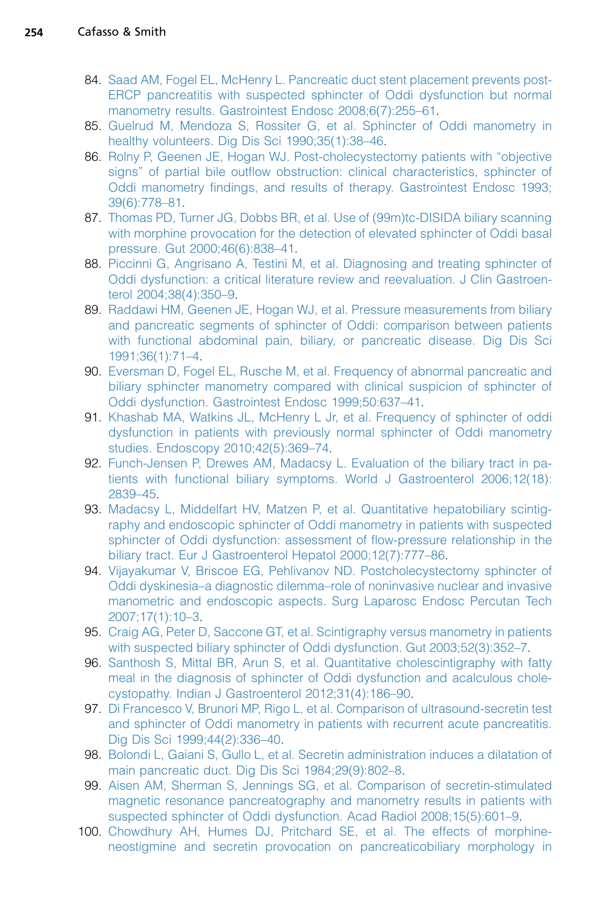84. Saad AM, Fogel EL, McHenry L. Pancreatic duct stent placement prevents post-ERCP pancreatitis with suspected sphincter of Oddi dysfunction but normal manometry results. Gastrointest Endosc 2008;6(7):255–61.
85. Guelrud M, Mendoza S, Rossiter G, et al. Sphincter of Oddi manometry in healthy volunteers. Dig Dis Sci 1990;35(1):38–46.
86. Rolny P, Geenen JE, Hogan WJ. Post-cholecystectomy patients with "objective signs" of partial bile outflow obstruction: clinical characteristics, sphincter of Oddi manometry findings, and results of therapy. Gastrointest Endosc 1993; 39(6):778–81.
87. Thomas PD, Turner JG, Dobbs BR, et al. Use of (99m)tc-DISIDA biliary scanning with morphine provocation for the detection of elevated sphincter of Oddi basal pressure. Gut 2000;46(6):838–41.
88. Piccinni G, Angrisano A, Testini M, et al. Diagnosing and treating sphincter of Oddi dysfunction: a critical literature review and reevaluation. J Clin Gastroenterol 2004;38(4):350–9.
89. Raddawi HM, Geenen JE, Hogan WJ, et al. Pressure measurements from biliary and pancreatic segments of sphincter of Oddi: comparison between patients with functional abdominal pain, biliary, or pancreatic disease. Dig Dis Sci 1991;36(1):71–4.
90. Eversman D, Fogel EL, Rusche M, et al. Frequency of abnormal pancreatic and biliary sphincter manometry compared with clinical suspicion of sphincter of Oddi dysfunction. Gastrointest Endosc 1999;50:637–41.
91. Khashab MA, Watkins JL, McHenry L Jr, et al. Frequency of sphincter of oddi dysfunction in patients with previously normal sphincter of Oddi manometry studies. Endoscopy 2010;42(5):369–74.
92. Funch-Jensen P, Drewes AM, Madacsy L. Evaluation of the biliary tract in patients with functional biliary symptoms. World J Gastroenterol 2006;12(18): 2839–45.
93. Madacsy L, Middelfart HV, Matzen P, et al. Quantitative hepatobiliary scintigraphy and endoscopic sphincter of Oddi manometry in patients with suspected sphincter of Oddi dysfunction: assessment of flow-pressure relationship in the biliary tract. Eur J Gastroenterol Hepatol 2000;12(7):777–86.
94. Vijayakumar V, Briscoe EG, Pehlivanov ND. Postcholecystectomy sphincter of Oddi dyskinesia–a diagnostic dilemma–role of noninvasive nuclear and invasive manometric and endoscopic aspects. Surg Laparosc Endosc Percutan Tech 2007;17(1):10–3.
95. Craig AG, Peter D, Saccone GT, et al. Scintigraphy versus manometry in patients with suspected biliary sphincter of Oddi dysfunction. Gut 2003;52(3):352–7.
96. Santhosh S, Mittal BR, Arun S, et al. Quantitative cholescintigraphy with fatty meal in the diagnosis of sphincter of Oddi dysfunction and acalculous cholecystopathy. Indian J Gastroenterol 2012;31(4):186–90.
97. Di Francesco V, Brunori MP, Rigo L, et al. Comparison of ultrasound-secretin test and sphincter of Oddi manometry in patients with recurrent acute pancreatitis. Dig Dis Sci 1999;44(2):336–40.
98. Bolondi L, Gaiani S, Gullo L, et al. Secretin administration induces a dilatation of main pancreatic duct. Dig Dis Sci 1984;29(9):802–8.
99. Aisen AM, Sherman S, Jennings SG, et al. Comparison of secretin-stimulated magnetic resonance pancreatography and manometry results in patients with suspected sphincter of Oddi dysfunction. Acad Radiol 2008;15(5):601–9.
100. Chowdhury AH, Humes DJ, Pritchard SE, et al. The effects of morphine-neostigmine and secretin provocation on pancreaticobiliary morphology in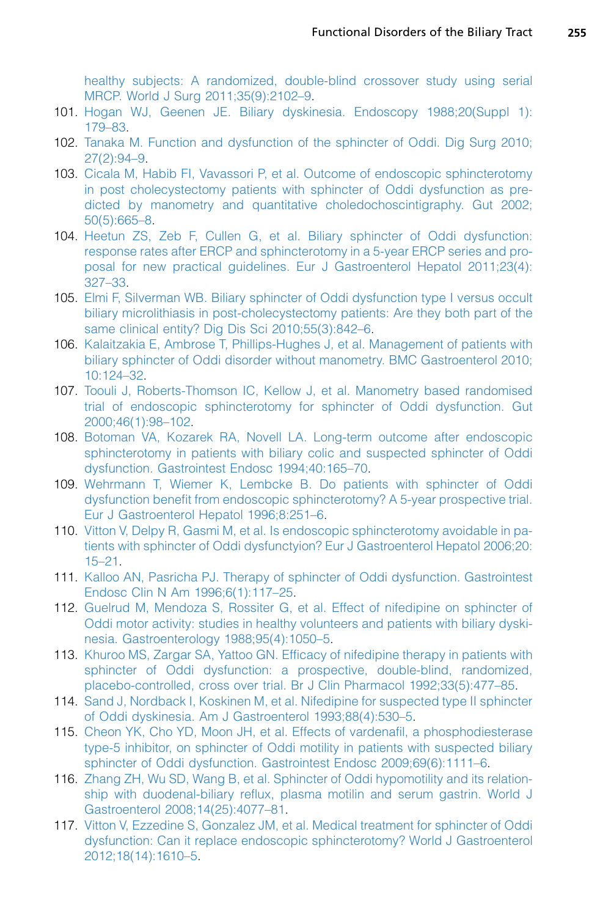healthy subjects: A randomized, double-blind crossover study using serial MRCP. World J Surg 2011;35(9):2102–9.

101. Hogan WJ, Geenen JE. Biliary dyskinesia. Endoscopy 1988;20(Suppl 1): 179–83.
102. Tanaka M. Function and dysfunction of the sphincter of Oddi. Dig Surg 2010; 27(2):94–9.
103. Cicala M, Habib FI, Vavassori P, et al. Outcome of endoscopic sphincterotomy in post cholecystectomy patients with sphincter of Oddi dysfunction as predicted by manometry and quantitative choledochoscintigraphy. Gut 2002; 50(5):665–8.
104. Heetun ZS, Zeb F, Cullen G, et al. Biliary sphincter of Oddi dysfunction: response rates after ERCP and sphincterotomy in a 5-year ERCP series and proposal for new practical guidelines. Eur J Gastroenterol Hepatol 2011;23(4): 327–33.
105. Elmi F, Silverman WB. Biliary sphincter of Oddi dysfunction type I versus occult biliary microlithiasis in post-cholecystectomy patients: Are they both part of the same clinical entity? Dig Dis Sci 2010;55(3):842–6.
106. Kalaitzakia E, Ambrose T, Phillips-Hughes J, et al. Management of patients with biliary sphincter of Oddi disorder without manometry. BMC Gastroenterol 2010; 10:124–32.
107. Toouli J, Roberts-Thomson IC, Kellow J, et al. Manometry based randomised trial of endoscopic sphincterotomy for sphincter of Oddi dysfunction. Gut 2000;46(1):98–102.
108. Botoman VA, Kozarek RA, Novell LA. Long-term outcome after endoscopic sphincterotomy in patients with biliary colic and suspected sphincter of Oddi dysfunction. Gastrointest Endosc 1994;40:165–70.
109. Wehrmann T, Wiemer K, Lembcke B. Do patients with sphincter of Oddi dysfunction benefit from endoscopic sphincterotomy? A 5-year prospective trial. Eur J Gastroenterol Hepatol 1996;8:251–6.
110. Vitton V, Delpy R, Gasmi M, et al. Is endoscopic sphincterotomy avoidable in patients with sphincter of Oddi dysfunctyion? Eur J Gastroenterol Hepatol 2006;20: 15–21.
111. Kalloo AN, Pasricha PJ. Therapy of sphincter of Oddi dysfunction. Gastrointest Endosc Clin N Am 1996;6(1):117–25.
112. Guelrud M, Mendoza S, Rossiter G, et al. Effect of nifedipine on sphincter of Oddi motor activity: studies in healthy volunteers and patients with biliary dyskinesia. Gastroenterology 1988;95(4):1050–5.
113. Khuroo MS, Zargar SA, Yattoo GN. Efficacy of nifedipine therapy in patients with sphincter of Oddi dysfunction: a prospective, double-blind, randomized, placebo-controlled, cross over trial. Br J Clin Pharmacol 1992;33(5):477–85.
114. Sand J, Nordback I, Koskinen M, et al. Nifedipine for suspected type II sphincter of Oddi dyskinesia. Am J Gastroenterol 1993;88(4):530–5.
115. Cheon YK, Cho YD, Moon JH, et al. Effects of vardenafil, a phosphodiesterase type-5 inhibitor, on sphincter of Oddi motility in patients with suspected biliary sphincter of Oddi dysfunction. Gastrointest Endosc 2009;69(6):1111–6.
116. Zhang ZH, Wu SD, Wang B, et al. Sphincter of Oddi hypomotility and its relationship with duodenal-biliary reflux, plasma motilin and serum gastrin. World J Gastroenterol 2008;14(25):4077–81.
117. Vitton V, Ezzedine S, Gonzalez JM, et al. Medical treatment for sphincter of Oddi dysfunction: Can it replace endoscopic sphincterotomy? World J Gastroenterol 2012;18(14):1610–5.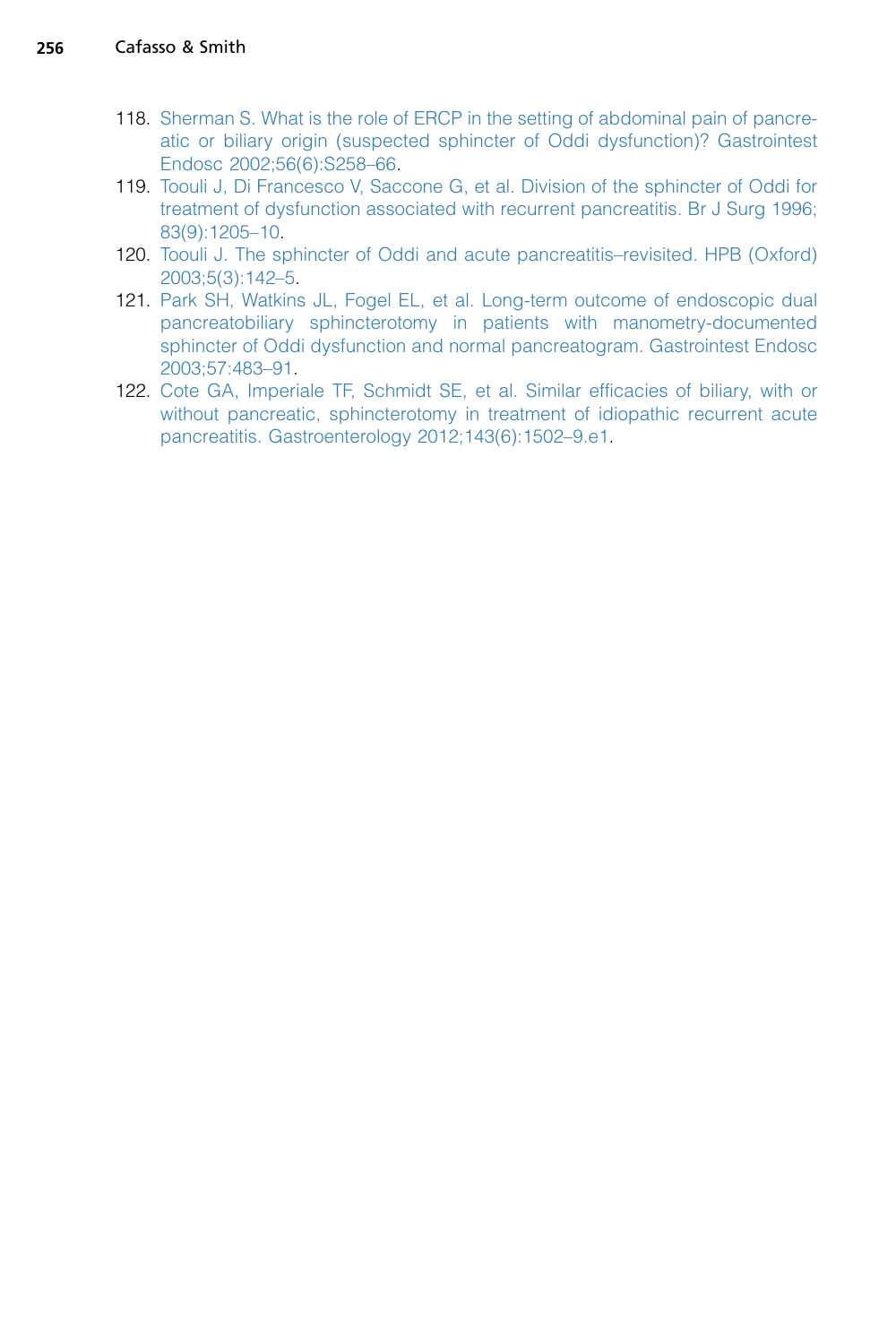118. Sherman S. What is the role of ERCP in the setting of abdominal pain of pancreatic or biliary origin (suspected sphincter of Oddi dysfunction)? Gastrointest Endosc 2002;56(6):S258–66.
119. Toouli J, Di Francesco V, Saccone G, et al. Division of the sphincter of Oddi for treatment of dysfunction associated with recurrent pancreatitis. Br J Surg 1996; 83(9):1205–10.
120. Toouli J. The sphincter of Oddi and acute pancreatitis–revisited. HPB (Oxford) 2003;5(3):142–5.
121. Park SH, Watkins JL, Fogel EL, et al. Long-term outcome of endoscopic dual pancreatobiliary sphincterotomy in patients with manometry-documented sphincter of Oddi dysfunction and normal pancreatogram. Gastrointest Endosc 2003;57:483–91.
122. Cote GA, Imperiale TF, Schmidt SE, et al. Similar efficacies of biliary, with or without pancreatic, sphincterotomy in treatment of idiopathic recurrent acute pancreatitis. Gastroenterology 2012;143(6):1502–9.e1.